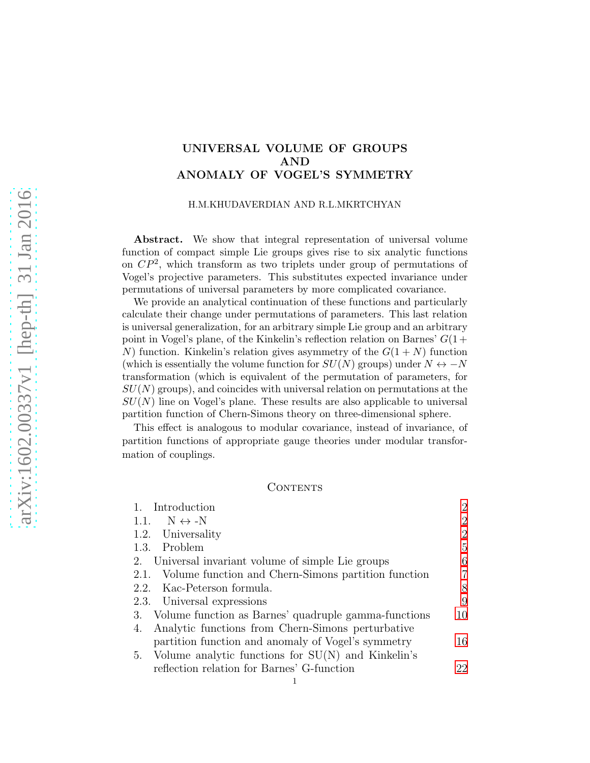# UNIVERSAL VOLUME OF GROUPS AND ANOMALY OF VOGEL'S SYMMETRY

H.M.KHUDAVERDIAN AND R.L.MKRTCHYAN

**Abstract.** We show that integral representation of universal volume function of compact simple Lie groups gives rise to six analytic functions on $CP^2$, which transform as two triplets under group of permutations of Vogel's projective parameters. This substitutes expected invariance under permutations of universal parameters by more complicated covariance.

We provide an analytical continuation of these functions and particularly calculate their change under permutations of parameters. This last relation is universal generalization, for an arbitrary simple Lie group and an arbitrary point in Vogel's plane, of the Kinkelin's reflection relation on Barnes' $G(1+N)$ function. Kinkelin's relation gives asymmetry of the $G(1+N)$ function (which is essentially the volume function for $SU(N)$ groups) under $N \leftrightarrow -N$ transformation (which is equivalent of the permutation of parameters, for $SU(N)$ groups), and coincides with universal relation on permutations at the $SU(N)$ line on Vogel's plane. These results are also applicable to universal partition function of Chern-Simons theory on three-dimensional sphere.

This effect is analogous to modular covariance, instead of invariance, of partition functions of appropriate gauge theories under modular transformation of couplings.

## Contents

| | | |
|---|---|---|
| 1. | Introduction | 2 |
| 1.1. | N $\leftrightarrow$ -N | 2 |
| 1.2. | Universality | 2 |
| 1.3. | Problem | 5 |
| 2. | Universal invariant volume of simple Lie groups | 6 |
| 2.1. | Volume function and Chern-Simons partition function | 7 |
| 2.2. | Kac-Peterson formula. | 8 |
| 2.3. | Universal expressions | 9 |
| 3. | Volume function as Barnes' quadruple gamma-functions | 10 |
| 4. | Analytic functions from Chern-Simons perturbative partition function and anomaly of Vogel's symmetry | 16 |
| 5. | Volume analytic functions for SU(N) and Kinkelin's reflection relation for Barnes' G-function | 22 |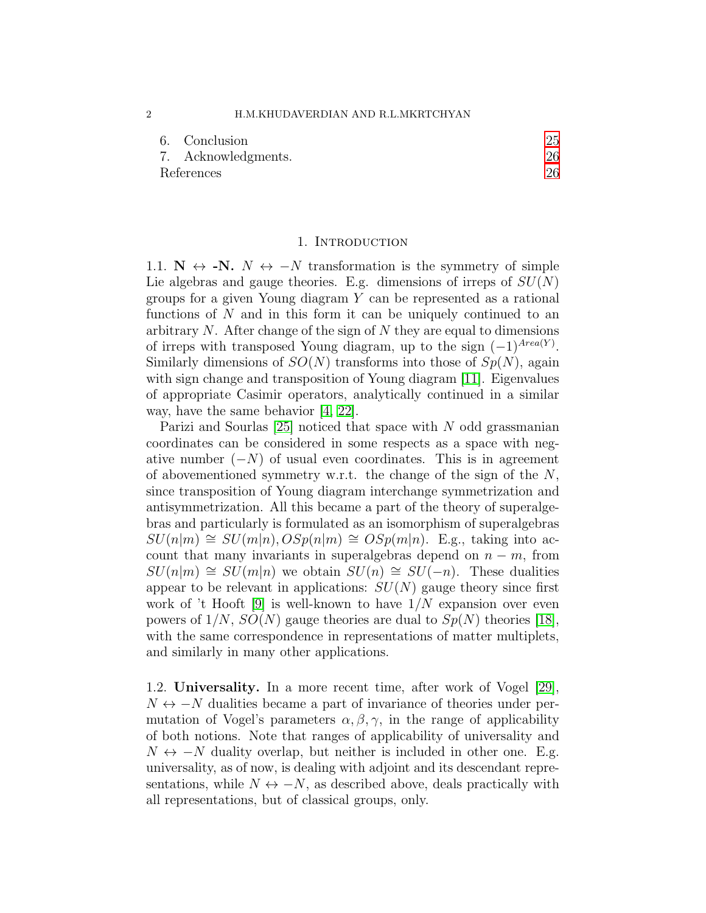6. Conclusion 25
7. Acknowledgments. 26
References 26

## 1. Introduction

1.1. **N $\leftrightarrow$ -N.** $N \leftrightarrow -N$ transformation is the symmetry of simple Lie algebras and gauge theories. E.g. dimensions of irreps of $SU(N)$ groups for a given Young diagram $Y$ can be represented as a rational functions of $N$ and in this form it can be uniquely continued to an arbitrary $N$. After change of the sign of $N$ they are equal to dimensions of irreps with transposed Young diagram, up to the sign $(-1)^{Area(Y)}$. Similarly dimensions of $SO(N)$ transforms into those of $Sp(N)$, again with sign change and transposition of Young diagram [11]. Eigenvalues of appropriate Casimir operators, analytically continued in a similar way, have the same behavior [4, 22].

Parizi and Sourlas [25] noticed that space with $N$ odd grassmanian coordinates can be considered in some respects as a space with negative number $(-N)$ of usual even coordinates. This is in agreement of abovementioned symmetry w.r.t. the change of the sign of the $N$, since transposition of Young diagram interchange symmetrization and antisymmetrization. All this became a part of the theory of superalgebras and particularly is formulated as an isomorphism of superalgebras $SU(n|m) \cong SU(m|n), OSp(n|m) \cong OSp(m|n)$. E.g., taking into account that many invariants in superalgebras depend on $n-m$, from $SU(n|m) \cong SU(m|n)$ we obtain $SU(n) \cong SU(-n)$. These dualities appear to be relevant in applications: $SU(N)$ gauge theory since first work of 't Hooft [9] is well-known to have $1/N$ expansion over even powers of $1/N$, $SO(N)$ gauge theories are dual to $Sp(N)$ theories [18], with the same correspondence in representations of matter multiplets, and similarly in many other applications.

1.2. **Universality.** In a more recent time, after work of Vogel [29], $N \leftrightarrow -N$ dualities became a part of invariance of theories under permutation of Vogel's parameters $\alpha, \beta, \gamma$, in the range of applicability of both notions. Note that ranges of applicability of universality and $N \leftrightarrow -N$ duality overlap, but neither is included in other one. E.g. universality, as of now, is dealing with adjoint and its descendant representations, while $N \leftrightarrow -N$, as described above, deals practically with all representations, but of classical groups, only.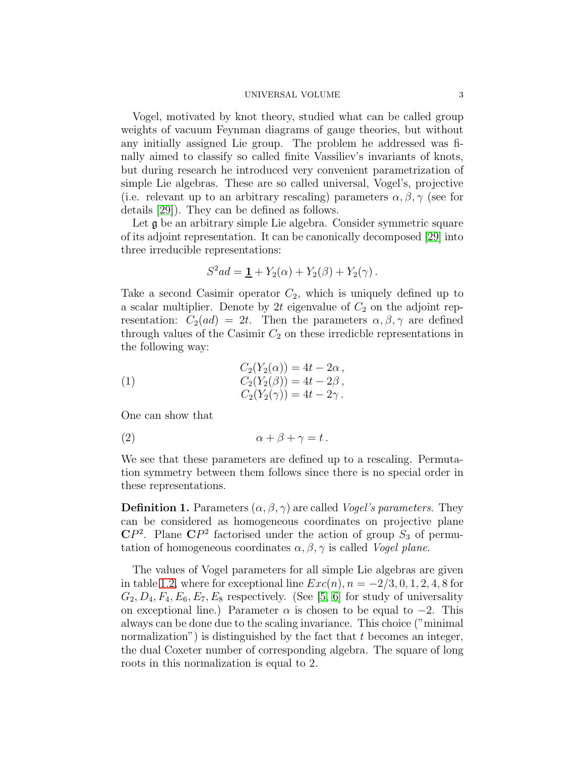Vogel, motivated by knot theory, studied what can be called group weights of vacuum Feynman diagrams of gauge theories, but without any initially assigned Lie group. The problem he addressed was finally aimed to classify so called finite Vassiliev's invariants of knots, but during research he introduced very convenient parametrization of simple Lie algebras. These are so called universal, Vogel's, projective (i.e. relevant up to an arbitrary rescaling) parameters $\alpha, \beta, \gamma$ (see for details [29]). They can be defined as follows.

Let $\mathfrak{g}$ be an arbitrary simple Lie algebra. Consider symmetric square of its adjoint representation. It can be canonically decomposed [29] into three irreducible representations:

$$S^2 ad = \underline{\mathbf{1}} + Y_2(\alpha) + Y_2(\beta) + Y_2(\gamma)\,.$$

Take a second Casimir operator $C_2$, which is uniquely defined up to a scalar multiplier. Denote by $2t$ eigenvalue of $C_2$ on the adjoint representation: $C_2(ad) = 2t$. Then the parameters $\alpha, \beta, \gamma$ are defined through values of the Casimir $C_2$ on these irredicble representations in the following way:

$$\begin{aligned} C_2(Y_2(\alpha)) &= 4t - 2\alpha\,, \\ C_2(Y_2(\beta)) &= 4t - 2\beta\,, \\ C_2(Y_2(\gamma)) &= 4t - 2\gamma\,. \end{aligned} \tag{1}$$

One can show that

$$\alpha + \beta + \gamma = t\,. \tag{2}$$

We see that these parameters are defined up to a rescaling. Permutation symmetry between them follows since there is no special order in these representations.

**Definition 1.** Parameters $(\alpha, \beta, \gamma)$ are called *Vogel's parameters*. They can be considered as homogeneous coordinates on projective plane $\mathbf{C}P^2$. Plane $\mathbf{C}P^2$ factorised under the action of group $S_3$ of permutation of homogeneous coordinates $\alpha, \beta, \gamma$ is called *Vogel plane*.

The values of Vogel parameters for all simple Lie algebras are given in table 1.2, where for exceptional line $Exc(n), n = -2/3, 0, 1, 2, 4, 8$ for $G_2, D_4, F_4, E_6, E_7, E_8$ respectively. (See [5, 6] for study of universality on exceptional line.) Parameter $\alpha$ is chosen to be equal to $-2$. This always can be done due to the scaling invariance. This choice ("minimal normalization") is distinguished by the fact that $t$ becomes an integer, the dual Coxeter number of corresponding algebra. The square of long roots in this normalization is equal to 2.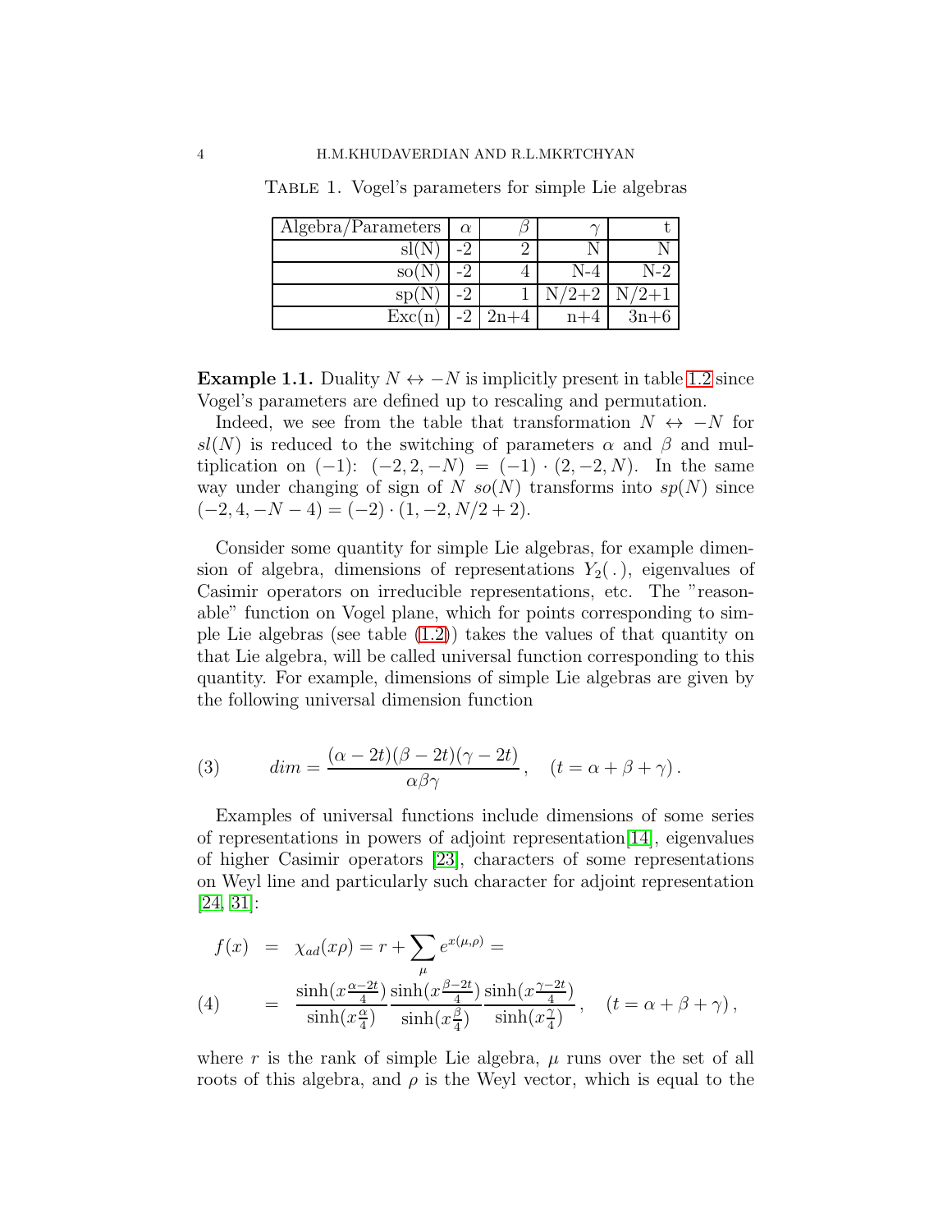Table 1. Vogel's parameters for simple Lie algebras

| Algebra/Parameters | $\alpha$ | $\beta$ | $\gamma$ | t |
|---|---|---|---|---|
| sl(N) | -2 | 2 | N | N |
| so(N) | -2 | 4 | N-4 | N-2 |
| sp(N) | -2 | 1 | N/2+2 | N/2+1 |
| Exc(n) | -2 | 2n+4 | n+4 | 3n+6 |

**Example 1.1.** Duality $N \leftrightarrow -N$ is implicitly present in table 1.2 since Vogel's parameters are defined up to rescaling and permutation.

Indeed, we see from the table that transformation $N \leftrightarrow -N$ for $sl(N)$ is reduced to the switching of parameters $\alpha$ and $\beta$ and multiplication on $(-1)$: $(-2, 2, -N) = (-1) \cdot (2, -2, N)$. In the same way under changing of sign of $N$ $so(N)$ transforms into $sp(N)$ since $(-2, 4, -N-4) = (-2) \cdot (1, -2, N/2+2)$.

Consider some quantity for simple Lie algebras, for example dimension of algebra, dimensions of representations $Y_2(\,.\,)$, eigenvalues of Casimir operators on irreducible representations, etc. The "reasonable" function on Vogel plane, which for points corresponding to simple Lie algebras (see table (1.2)) takes the values of that quantity on that Lie algebra, will be called universal function corresponding to this quantity. For example, dimensions of simple Lie algebras are given by the following universal dimension function

$$dim = \frac{(\alpha-2t)(\beta-2t)(\gamma-2t)}{\alpha\beta\gamma}\,, \quad (t = \alpha+\beta+\gamma)\,. \tag{3}$$

Examples of universal functions include dimensions of some series of representations in powers of adjoint representation[14], eigenvalues of higher Casimir operators [23], characters of some representations on Weyl line and particularly such character for adjoint representation [24, 31]:

$$\begin{aligned} f(x) &= \chi_{ad}(x\rho) = r + \sum_{\mu} e^{x(\mu,\rho)} = \\ &= \frac{\sinh(x\frac{\alpha-2t}{4})}{\sinh(x\frac{\alpha}{4})}\frac{\sinh(x\frac{\beta-2t}{4})}{\sinh(x\frac{\beta}{4})}\frac{\sinh(x\frac{\gamma-2t}{4})}{\sinh(x\frac{\gamma}{4})}\,, \quad (t = \alpha+\beta+\gamma)\,, \end{aligned} \tag{4}$$

where $r$ is the rank of simple Lie algebra, $\mu$ runs over the set of all roots of this algebra, and $\rho$ is the Weyl vector, which is equal to the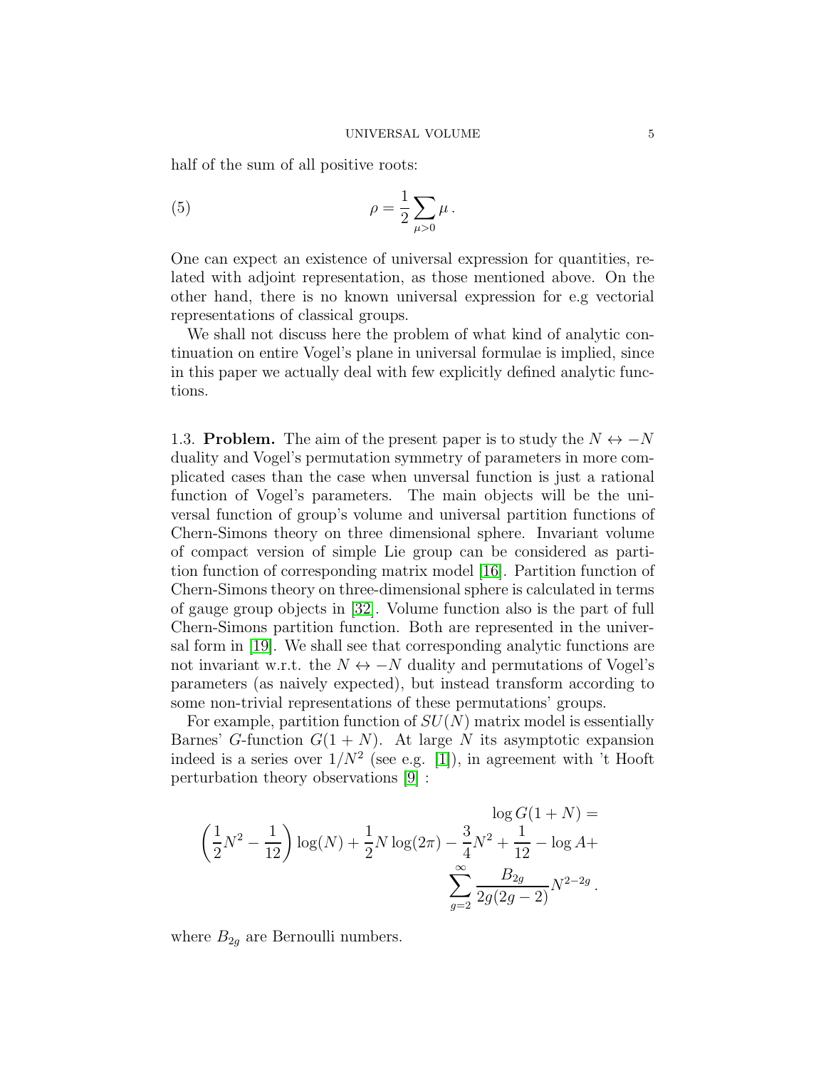half of the sum of all positive roots:

$$\rho = \frac{1}{2} \sum_{\mu > 0} \mu \,. \tag{5}$$

One can expect an existence of universal expression for quantities, related with adjoint representation, as those mentioned above. On the other hand, there is no known universal expression for e.g vectorial representations of classical groups.

We shall not discuss here the problem of what kind of analytic continuation on entire Vogel's plane in universal formulae is implied, since in this paper we actually deal with few explicitly defined analytic functions.

1.3. **Problem.** The aim of the present paper is to study the $N \leftrightarrow -N$ duality and Vogel's permutation symmetry of parameters in more complicated cases than the case when unversal function is just a rational function of Vogel's parameters. The main objects will be the universal function of group's volume and universal partition functions of Chern-Simons theory on three dimensional sphere. Invariant volume of compact version of simple Lie group can be considered as partition function of corresponding matrix model [16]. Partition function of Chern-Simons theory on three-dimensional sphere is calculated in terms of gauge group objects in [32]. Volume function also is the part of full Chern-Simons partition function. Both are represented in the universal form in [19]. We shall see that corresponding analytic functions are not invariant w.r.t. the $N \leftrightarrow -N$ duality and permutations of Vogel's parameters (as naively expected), but instead transform according to some non-trivial representations of these permutations' groups.

For example, partition function of $SU(N)$ matrix model is essentially Barnes' $G$-function $G(1+N)$. At large $N$ its asymptotic expansion indeed is a series over $1/N^2$ (see e.g. [1]), in agreement with 't Hooft perturbation theory observations [9] :

$$\log G(1+N) = \left(\frac{1}{2}N^2 - \frac{1}{12}\right)\log(N) + \frac{1}{2}N\log(2\pi) - \frac{3}{4}N^2 + \frac{1}{12} - \log A + \sum_{g=2}^{\infty} \frac{B_{2g}}{2g(2g-2)} N^{2-2g} \,.$$

where $B_{2g}$ are Bernoulli numbers.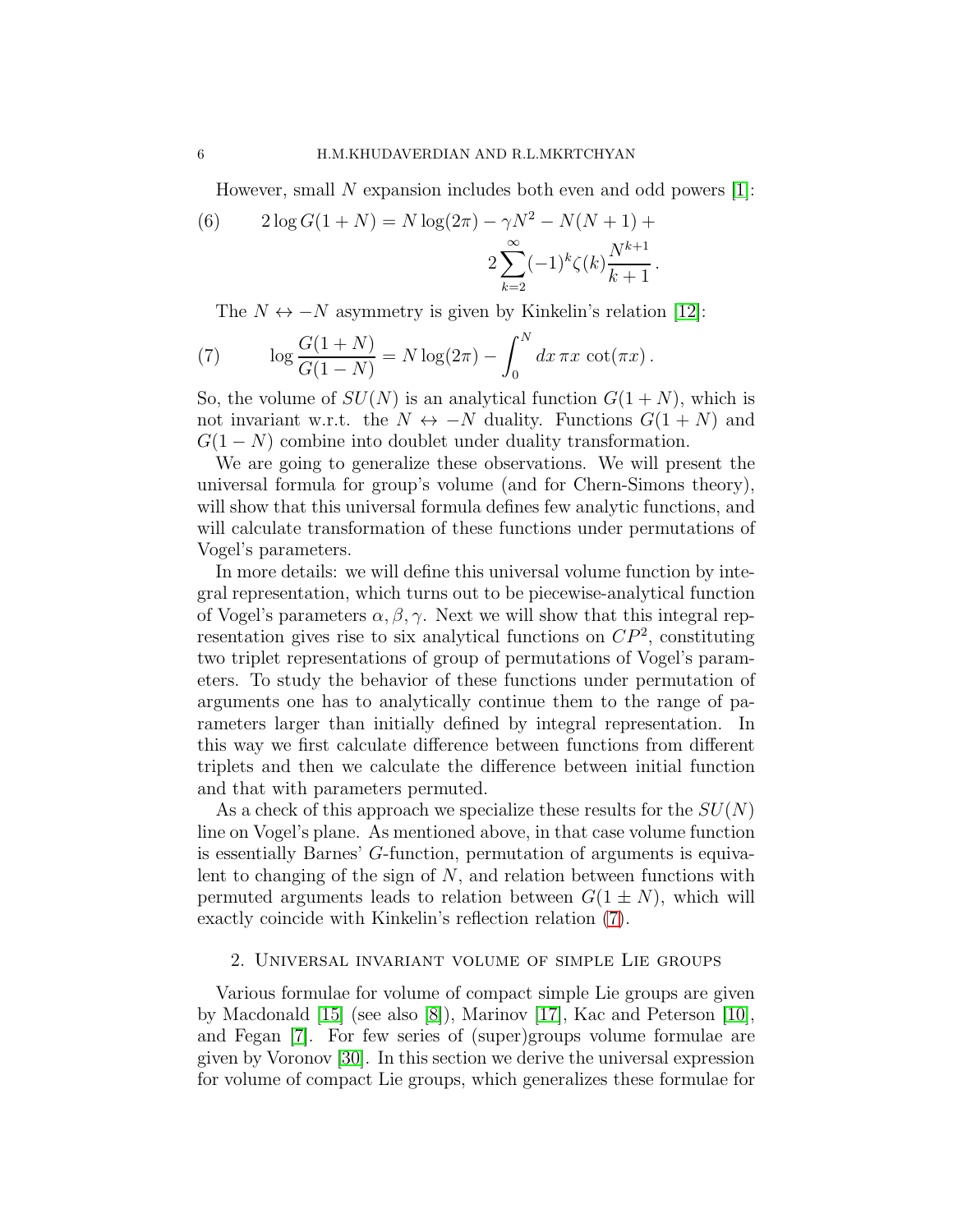However, small $N$ expansion includes both even and odd powers [1]:

$$2\log G(1+N) = N\log(2\pi) - \gamma N^2 - N(N+1) + 2\sum_{k=2}^{\infty}(-1)^k \zeta(k)\frac{N^{k+1}}{k+1}\,. \tag{6}$$

The $N \leftrightarrow -N$ asymmetry is given by Kinkelin's relation [12]:

$$\log\frac{G(1+N)}{G(1-N)} = N\log(2\pi) - \int_0^N dx\, \pi x\, \cot(\pi x)\,. \tag{7}$$

So, the volume of $SU(N)$ is an analytical function $G(1+N)$, which is not invariant w.r.t. the $N \leftrightarrow -N$ duality. Functions $G(1+N)$ and $G(1-N)$ combine into doublet under duality transformation.

We are going to generalize these observations. We will present the universal formula for group's volume (and for Chern-Simons theory), will show that this universal formula defines few analytic functions, and will calculate transformation of these functions under permutations of Vogel's parameters.

In more details: we will define this universal volume function by integral representation, which turns out to be piecewise-analytical function of Vogel's parameters $\alpha, \beta, \gamma$. Next we will show that this integral representation gives rise to six analytical functions on $CP^2$, constituting two triplet representations of group of permutations of Vogel's parameters. To study the behavior of these functions under permutation of arguments one has to analytically continue them to the range of parameters larger than initially defined by integral representation. In this way we first calculate difference between functions from different triplets and then we calculate the difference between initial function and that with parameters permuted.

As a check of this approach we specialize these results for the $SU(N)$ line on Vogel's plane. As mentioned above, in that case volume function is essentially Barnes' $G$-function, permutation of arguments is equivalent to changing of the sign of $N$, and relation between functions with permuted arguments leads to relation between $G(1 \pm N)$, which will exactly coincide with Kinkelin's reflection relation (7).

## 2. Universal invariant volume of simple Lie groups

Various formulae for volume of compact simple Lie groups are given by Macdonald [15] (see also [8]), Marinov [17], Kac and Peterson [10], and Fegan [7]. For few series of (super)groups volume formulae are given by Voronov [30]. In this section we derive the universal expression for volume of compact Lie groups, which generalizes these formulae for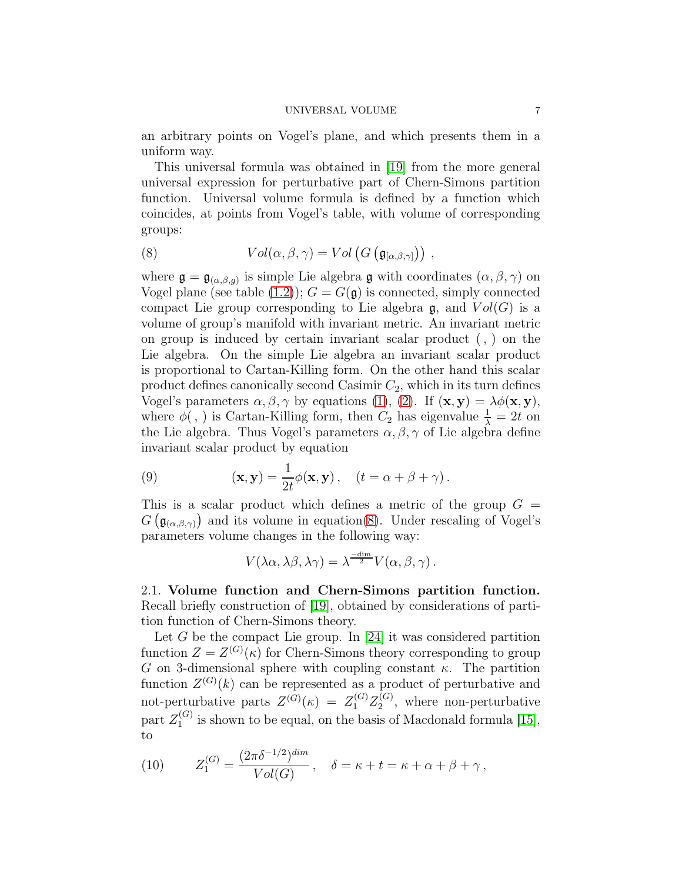an arbitrary points on Vogel's plane, and which presents them in a uniform way.

This universal formula was obtained in [19] from the more general universal expression for perturbative part of Chern-Simons partition function. Universal volume formula is defined by a function which coincides, at points from Vogel's table, with volume of corresponding groups:

$$Vol(\alpha,\beta,\gamma) = Vol\left(G\left(\mathfrak{g}_{[\alpha,\beta,\gamma]}\right)\right)\,, \tag{8}$$

where $\mathfrak{g} = \mathfrak{g}_{(\alpha,\beta,g)}$ is simple Lie algebra $\mathfrak{g}$ with coordinates $(\alpha,\beta,\gamma)$ on Vogel plane (see table (1.2)); $G = G(\mathfrak{g})$ is connected, simply connected compact Lie group corresponding to Lie algebra $\mathfrak{g}$, and $Vol(G)$ is a volume of group's manifold with invariant metric. An invariant metric on group is induced by certain invariant scalar product $(\,,\,)$ on the Lie algebra. On the simple Lie algebra an invariant scalar product is proportional to Cartan-Killing form. On the other hand this scalar product defines canonically second Casimir $C_2$, which in its turn defines Vogel's parameters $\alpha,\beta,\gamma$ by equations (1), (2). If $(\mathbf{x},\mathbf{y}) = \lambda\phi(\mathbf{x},\mathbf{y})$, where $\phi(\,,\,)$ is Cartan-Killing form, then $C_2$ has eigenvalue $\frac{1}{\lambda} = 2t$ on the Lie algebra. Thus Vogel's parameters $\alpha,\beta,\gamma$ of Lie algebra define invariant scalar product by equation

$$(\mathbf{x},\mathbf{y}) = \frac{1}{2t}\phi(\mathbf{x},\mathbf{y})\,,\quad (t = \alpha+\beta+\gamma)\,. \tag{9}$$

This is a scalar product which defines a metric of the group $G = G\left(\mathfrak{g}_{(\alpha,\beta,\gamma)}\right)$ and its volume in equation(8). Under rescaling of Vogel's parameters volume changes in the following way:

$$V(\lambda\alpha,\lambda\beta,\lambda\gamma) = \lambda^{\frac{-\dim}{2}}V(\alpha,\beta,\gamma)\,.$$

### 2.1. Volume function and Chern-Simons partition function.

Recall briefly construction of [19], obtained by considerations of partition function of Chern-Simons theory.

Let $G$ be the compact Lie group. In [24] it was considered partition function $Z = Z^{(G)}(\kappa)$ for Chern-Simons theory corresponding to group $G$ on 3-dimensional sphere with coupling constant $\kappa$. The partition function $Z^{(G)}(k)$ can be represented as a product of perturbative and not-perturbative parts $Z^{(G)}(\kappa) = Z_1^{(G)}Z_2^{(G)}$, where non-perturbative part $Z_1^{(G)}$ is shown to be equal, on the basis of Macdonald formula [15], to

$$Z_1^{(G)} = \frac{(2\pi\delta^{-1/2})^{dim}}{Vol(G)}\,,\quad \delta = \kappa + t = \kappa+\alpha+\beta+\gamma\,, \tag{10}$$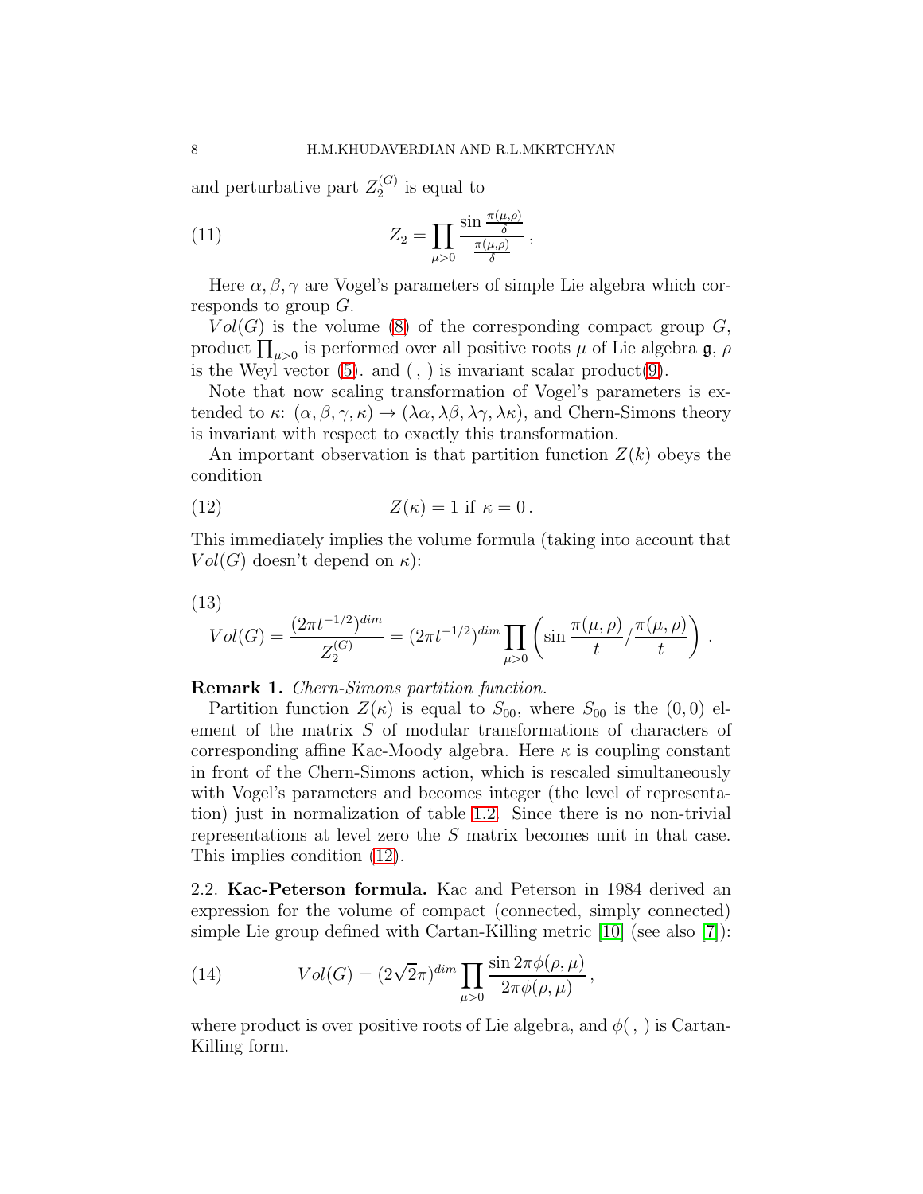and perturbative part $Z_2^{(G)}$ is equal to

$$Z_2 = \prod_{\mu>0} \frac{\sin\frac{\pi(\mu,\rho)}{\delta}}{\frac{\pi(\mu,\rho)}{\delta}}, \tag{11}$$

Here $\alpha, \beta, \gamma$ are Vogel's parameters of simple Lie algebra which corresponds to group $G$.

$Vol(G)$ is the volume (8) of the corresponding compact group $G$, product $\prod_{\mu>0}$ is performed over all positive roots $\mu$ of Lie algebra $\mathfrak{g}$, $\rho$ is the Weyl vector (5). and $(\,,\,)$ is invariant scalar product(9).

Note that now scaling transformation of Vogel's parameters is extended to $\kappa$: $(\alpha, \beta, \gamma, \kappa) \to (\lambda\alpha, \lambda\beta, \lambda\gamma, \lambda\kappa)$, and Chern-Simons theory is invariant with respect to exactly this transformation.

An important observation is that partition function $Z(k)$ obeys the condition

$$Z(\kappa) = 1 \text{ if } \kappa = 0\,. \tag{12}$$

This immediately implies the volume formula (taking into account that $Vol(G)$ doesn't depend on $\kappa$):

$$Vol(G) = \frac{(2\pi t^{-1/2})^{dim}}{Z_2^{(G)}} = (2\pi t^{-1/2})^{dim} \prod_{\mu>0} \left( \sin\frac{\pi(\mu,\rho)}{t} / \frac{\pi(\mu,\rho)}{t} \right). \tag{13}$$

**Remark 1.** *Chern-Simons partition function.*

Partition function $Z(\kappa)$ is equal to $S_{00}$, where $S_{00}$ is the $(0,0)$ element of the matrix $S$ of modular transformations of characters of corresponding affine Kac-Moody algebra. Here $\kappa$ is coupling constant in front of the Chern-Simons action, which is rescaled simultaneously with Vogel's parameters and becomes integer (the level of representation) just in normalization of table 1.2. Since there is no non-trivial representations at level zero the $S$ matrix becomes unit in that case. This implies condition (12).

## 2.2. Kac-Peterson formula.

Kac and Peterson in 1984 derived an expression for the volume of compact (connected, simply connected) simple Lie group defined with Cartan-Killing metric [10] (see also [7]):

$$Vol(G) = (2\sqrt{2}\pi)^{dim} \prod_{\mu>0} \frac{\sin 2\pi\phi(\rho,\mu)}{2\pi\phi(\rho,\mu)}, \tag{14}$$

where product is over positive roots of Lie algebra, and $\phi(\,,\,)$ is Cartan-Killing form.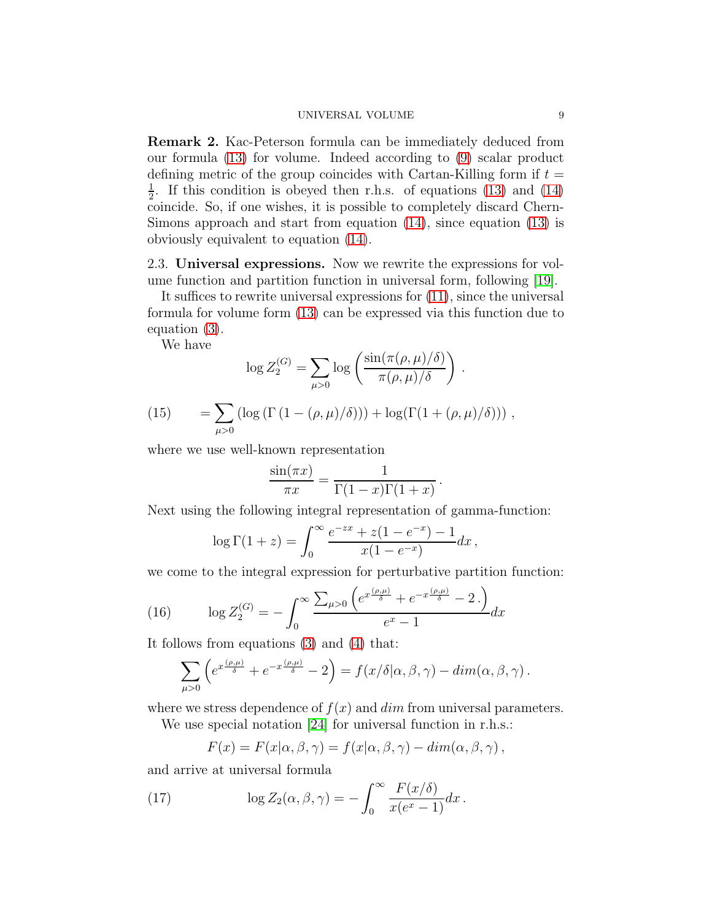**Remark 2.** Kac-Peterson formula can be immediately deduced from our formula (13) for volume. Indeed according to (9) scalar product defining metric of the group coincides with Cartan-Killing form if $t = \frac{1}{2}$. If this condition is obeyed then r.h.s. of equations (13) and (14) coincide. So, if one wishes, it is possible to completely discard Chern-Simons approach and start from equation (14), since equation (13) is obviously equivalent to equation (14).

2.3. **Universal expressions.** Now we rewrite the expressions for volume function and partition function in universal form, following [19].

It suffices to rewrite universal expressions for (11), since the universal formula for volume form (13) can be expressed via this function due to equation (3).

We have

$$\log Z_2^{(G)} = \sum_{\mu>0} \log\left(\frac{\sin(\pi(\rho,\mu)/\delta)}{\pi(\rho,\mu)/\delta}\right) .$$

$$(15) \qquad = \sum_{\mu>0} \left(\log\left(\Gamma\left(1-(\rho,\mu)/\delta\right)\right) + \log(\Gamma(1+(\rho,\mu)/\delta))\right) ,$$

where we use well-known representation

$$\frac{\sin(\pi x)}{\pi x} = \frac{1}{\Gamma(1-x)\Gamma(1+x)} .$$

Next using the following integral representation of gamma-function:

$$\log\Gamma(1+z) = \int_0^\infty \frac{e^{-zx} + z(1-e^{-x}) - 1}{x(1-e^{-x})} dx ,$$

we come to the integral expression for perturbative partition function:

$$(16) \qquad \log Z_2^{(G)} = -\int_0^\infty \frac{\sum_{\mu>0}\left(e^{x\frac{(\rho,\mu)}{\delta}} + e^{-x\frac{(\rho,\mu)}{\delta}} - 2\,.\right)}{e^x - 1} dx$$

It follows from equations (3) and (4) that:

$$\sum_{\mu>0}\left(e^{x\frac{(\rho,\mu)}{\delta}} + e^{-x\frac{(\rho,\mu)}{\delta}} - 2\right) = f(x/\delta|\alpha,\beta,\gamma) - dim(\alpha,\beta,\gamma) .$$

where we stress dependence of $f(x)$ and $dim$ from universal parameters.

We use special notation [24] for universal function in r.h.s.:

$$F(x) = F(x|\alpha,\beta,\gamma) = f(x|\alpha,\beta,\gamma) - dim(\alpha,\beta,\gamma) ,$$

and arrive at universal formula

$$(17) \qquad \log Z_2(\alpha,\beta,\gamma) = -\int_0^\infty \frac{F(x/\delta)}{x(e^x-1)} dx .$$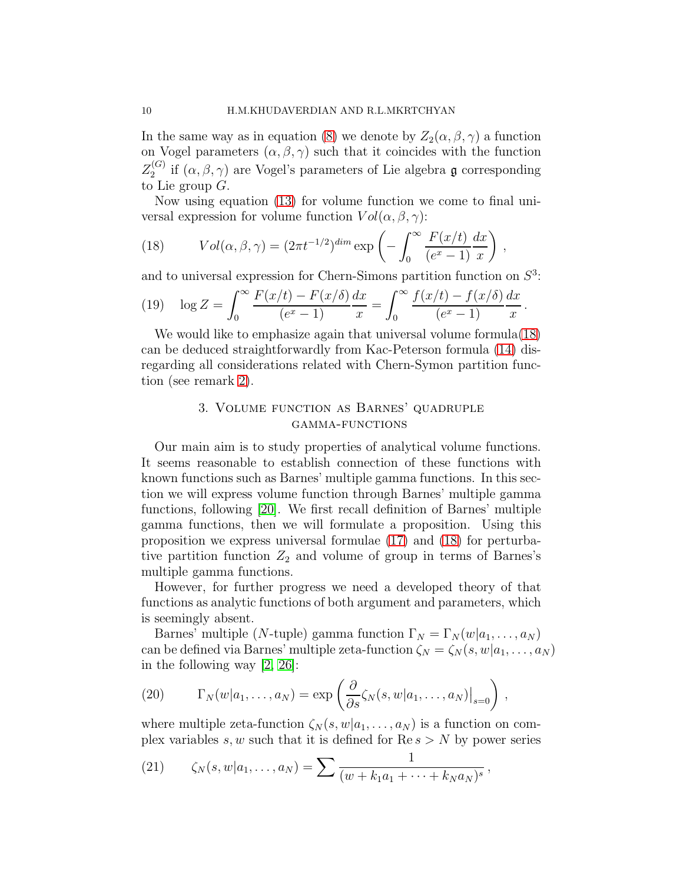In the same way as in equation (8) we denote by $Z_2(\alpha,\beta,\gamma)$ a function on Vogel parameters $(\alpha,\beta,\gamma)$ such that it coincides with the function $Z_2^{(G)}$ if $(\alpha,\beta,\gamma)$ are Vogel's parameters of Lie algebra $\mathfrak{g}$ corresponding to Lie group $G$.

Now using equation (13) for volume function we come to final universal expression for volume function $Vol(\alpha,\beta,\gamma)$:

$$
Vol(\alpha,\beta,\gamma) = (2\pi t^{-1/2})^{dim} \exp\left(-\int_0^\infty \frac{F(x/t)}{(e^x-1)}\frac{dx}{x}\right)\,, \tag{18}
$$

and to universal expression for Chern-Simons partition function on $S^3$:

$$
\log Z = \int_0^\infty \frac{F(x/t)-F(x/\delta)}{(e^x-1)}\frac{dx}{x} = \int_0^\infty \frac{f(x/t)-f(x/\delta)}{(e^x-1)}\frac{dx}{x}\,. \tag{19}
$$

We would like to emphasize again that universal volume formula(18) can be deduced straightforwardly from Kac-Peterson formula (14) disregarding all considerations related with Chern-Symon partition function (see remark 2).

## 3. Volume function as Barnes' quadruple gamma-functions

Our main aim is to study properties of analytical volume functions. It seems reasonable to establish connection of these functions with known functions such as Barnes' multiple gamma functions. In this section we will express volume function through Barnes' multiple gamma functions, following [20]. We first recall definition of Barnes' multiple gamma functions, then we will formulate a proposition. Using this proposition we express universal formulae (17) and (18) for perturbative partition function $Z_2$ and volume of group in terms of Barnes's multiple gamma functions.

However, for further progress we need a developed theory of that functions as analytic functions of both argument and parameters, which is seemingly absent.

Barnes' multiple ($N$-tuple) gamma function $\Gamma_N = \Gamma_N(w|a_1,\dots,a_N)$ can be defined via Barnes' multiple zeta-function $\zeta_N = \zeta_N(s,w|a_1,\dots,a_N)$ in the following way [2, 26]:

$$
\Gamma_N(w|a_1,\dots,a_N) = \exp\left(\frac{\partial}{\partial s}\zeta_N(s,w|a_1,\dots,a_N)\big|_{s=0}\right)\,, \tag{20}
$$

where multiple zeta-function $\zeta_N(s,w|a_1,\dots,a_N)$ is a function on complex variables $s,w$ such that it is defined for $\operatorname{Re} s > N$ by power series

$$
\zeta_N(s,w|a_1,\dots,a_N) = \sum \frac{1}{(w+k_1a_1+\dots+k_Na_N)^s}\,, \tag{21}
$$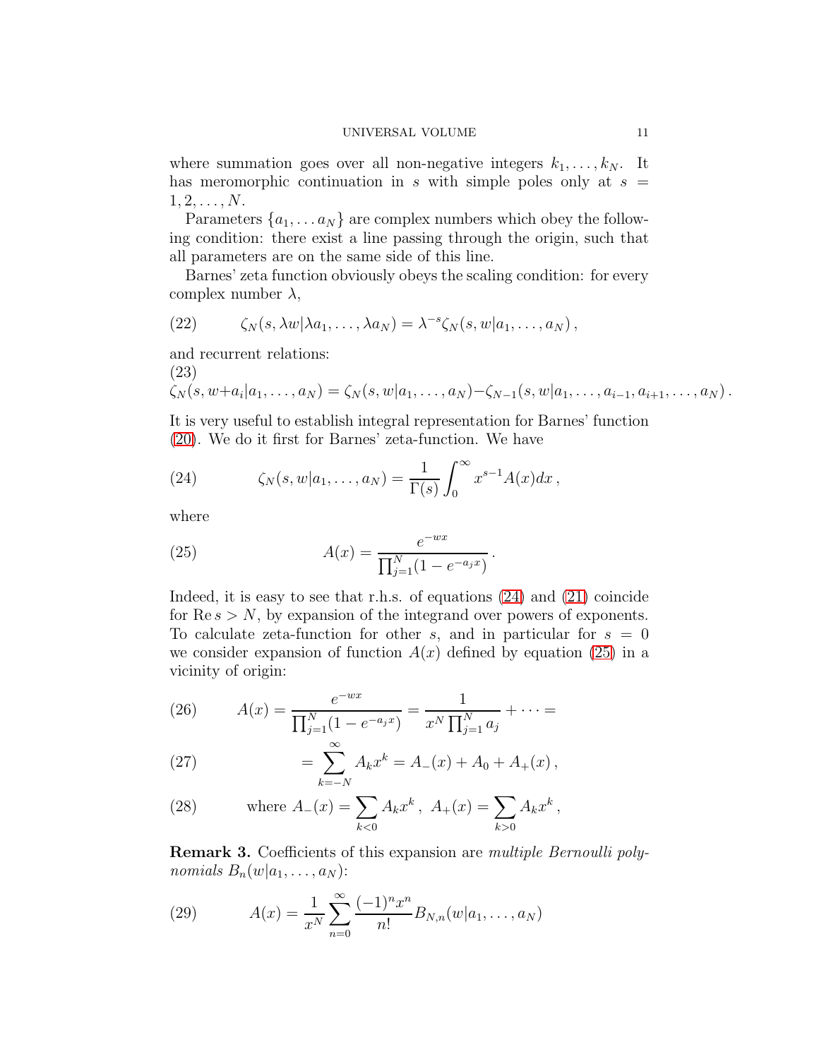where summation goes over all non-negative integers $k_1, \ldots, k_N$. It has meromorphic continuation in $s$ with simple poles only at $s = 1, 2, \ldots, N$.

Parameters $\{a_1, \ldots a_N\}$ are complex numbers which obey the following condition: there exist a line passing through the origin, such that all parameters are on the same side of this line.

Barnes' zeta function obviously obeys the scaling condition: for every complex number $\lambda$,

$$\zeta_N(s, \lambda w|\lambda a_1, \ldots, \lambda a_N) = \lambda^{-s}\zeta_N(s, w|a_1, \ldots, a_N)\,, \tag{22}$$

and recurrent relations:

$$\zeta_N(s, w+a_i|a_1, \ldots, a_N) = \zeta_N(s, w|a_1, \ldots, a_N) - \zeta_{N-1}(s, w|a_1, \ldots, a_{i-1}, a_{i+1}, \ldots, a_N)\,. \tag{23}$$

It is very useful to establish integral representation for Barnes' function (20). We do it first for Barnes' zeta-function. We have

$$\zeta_N(s, w|a_1, \ldots, a_N) = \frac{1}{\Gamma(s)} \int_0^\infty x^{s-1} A(x) dx\,, \tag{24}$$

where

$$A(x) = \frac{e^{-wx}}{\prod_{j=1}^N (1 - e^{-a_j x})}\,. \tag{25}$$

Indeed, it is easy to see that r.h.s. of equations (24) and (21) coincide for $\operatorname{Re} s > N$, by expansion of the integrand over powers of exponents. To calculate zeta-function for other $s$, and in particular for $s = 0$ we consider expansion of function $A(x)$ defined by equation (25) in a vicinity of origin:

$$A(x) = \frac{e^{-wx}}{\prod_{j=1}^N (1 - e^{-a_j x})} = \frac{1}{x^N \prod_{j=1}^N a_j} + \cdots = \tag{26}$$

$$= \sum_{k=-N}^\infty A_k x^k = A_-(x) + A_0 + A_+(x)\,, \tag{27}$$

$$\text{where } A_-(x) = \sum_{k<0} A_k x^k\,,\ A_+(x) = \sum_{k>0} A_k x^k\,, \tag{28}$$

**Remark 3.** Coefficients of this expansion are *multiple Bernoulli polynomials* $B_n(w|a_1, \ldots, a_N)$:

$$A(x) = \frac{1}{x^N} \sum_{n=0}^\infty \frac{(-1)^n x^n}{n!} B_{N,n}(w|a_1, \ldots, a_N) \tag{29}$$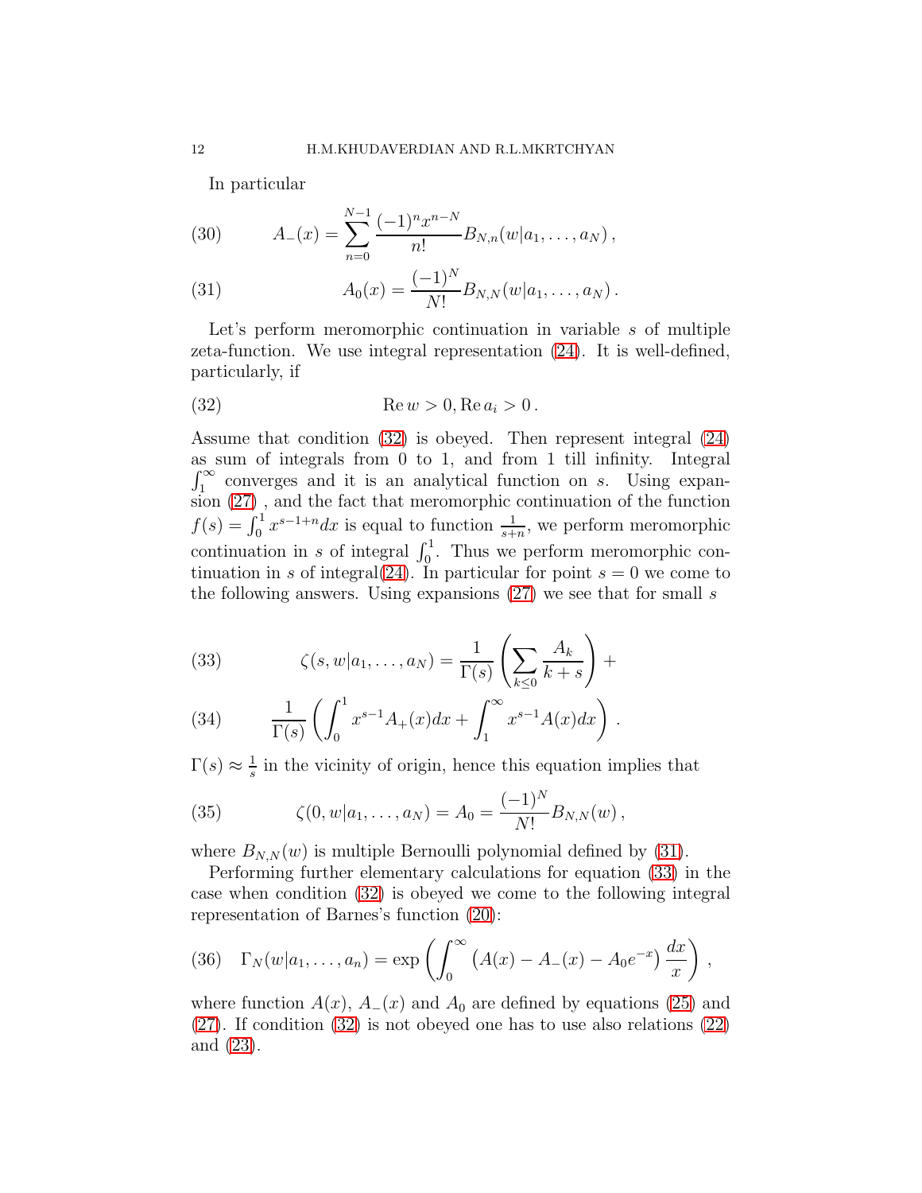In particular

$$A_-(x) = \sum_{n=0}^{N-1} \frac{(-1)^n x^{n-N}}{n!} B_{N,n}(w|a_1, \dots, a_N)\,, \tag{30}$$

$$A_0(x) = \frac{(-1)^N}{N!} B_{N,N}(w|a_1, \dots, a_N)\,. \tag{31}$$

Let's perform meromorphic continuation in variable $s$ of multiple zeta-function. We use integral representation (24). It is well-defined, particularly, if

$$\operatorname{Re} w > 0, \operatorname{Re} a_i > 0\,. \tag{32}$$

Assume that condition (32) is obeyed. Then represent integral (24) as sum of integrals from 0 to 1, and from 1 till infinity. Integral $\int_1^\infty$ converges and it is an analytical function on $s$. Using expansion (27) , and the fact that meromorphic continuation of the function $f(s) = \int_0^1 x^{s-1+n} dx$ is equal to function $\frac{1}{s+n}$, we perform meromorphic continuation in $s$ of integral $\int_0^1$. Thus we perform meromorphic continuation in $s$ of integral(24). In particular for point $s = 0$ we come to the following answers. Using expansions (27) we see that for small $s$

$$\zeta(s, w|a_1, \dots, a_N) = \frac{1}{\Gamma(s)} \left( \sum_{k \leq 0} \frac{A_k}{k+s} \right) + \tag{33}$$

$$\frac{1}{\Gamma(s)} \left( \int_0^1 x^{s-1} A_+(x) dx + \int_1^\infty x^{s-1} A(x) dx \right)\,. \tag{34}$$

$\Gamma(s) \approx \frac{1}{s}$ in the vicinity of origin, hence this equation implies that

$$\zeta(0, w|a_1, \dots, a_N) = A_0 = \frac{(-1)^N}{N!} B_{N,N}(w)\,, \tag{35}$$

where $B_{N,N}(w)$ is multiple Bernoulli polynomial defined by (31).

Performing further elementary calculations for equation (33) in the case when condition (32) is obeyed we come to the following integral representation of Barnes's function (20):

$$\Gamma_N(w|a_1, \dots, a_n) = \exp\left( \int_0^\infty \left( A(x) - A_-(x) - A_0 e^{-x} \right) \frac{dx}{x} \right)\,, \tag{36}$$

where function $A(x)$, $A_-(x)$ and $A_0$ are defined by equations (25) and (27). If condition (32) is not obeyed one has to use also relations (22) and (23).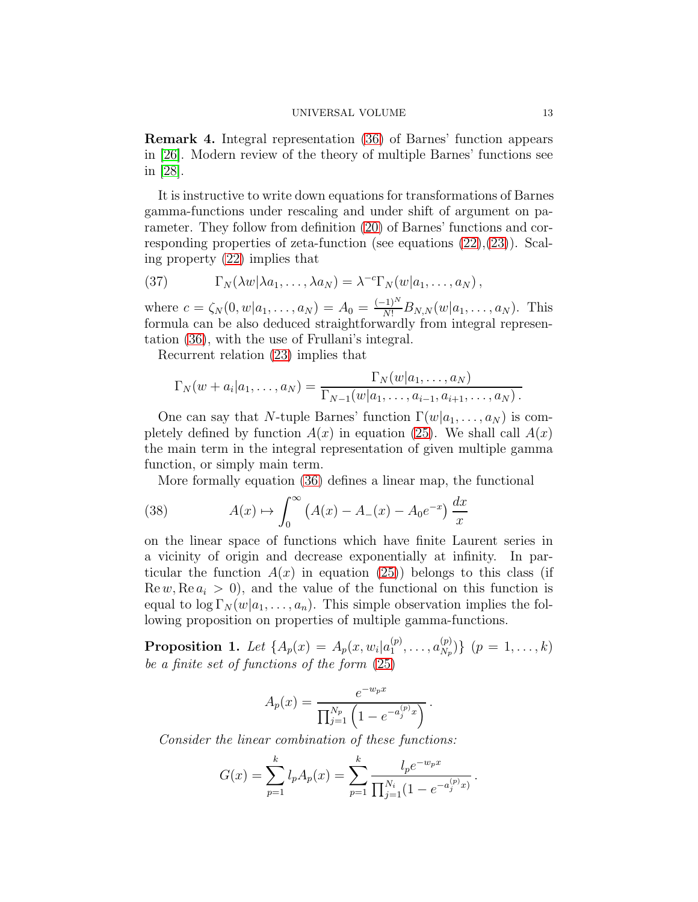**Remark 4.** Integral representation (36) of Barnes' function appears in [26]. Modern review of the theory of multiple Barnes' functions see in [28].

It is instructive to write down equations for transformations of Barnes gamma-functions under rescaling and under shift of argument on parameter. They follow from definition (20) of Barnes' functions and corresponding properties of zeta-function (see equations (22),(23)). Scaling property (22) implies that

$$
\Gamma_N(\lambda w|\lambda a_1,\dots,\lambda a_N)=\lambda^{-c}\Gamma_N(w|a_1,\dots,a_N)\,, \tag{37}
$$

where $c=\zeta_N(0,w|a_1,\dots,a_N)=A_0=\frac{(-1)^N}{N!}B_{N,N}(w|a_1,\dots,a_N)$. This formula can be also deduced straightforwardly from integral representation (36), with the use of Frullani's integral.

Recurrent relation (23) implies that

$$
\Gamma_N(w+a_i|a_1,\dots,a_N)=\frac{\Gamma_N(w|a_1,\dots,a_N)}{\Gamma_{N-1}(w|a_1,\dots,a_{i-1},a_{i+1},\dots,a_N)}.
$$

One can say that $N$-tuple Barnes' function $\Gamma(w|a_1,\dots,a_N)$ is completely defined by function $A(x)$ in equation (25). We shall call $A(x)$ the main term in the integral representation of given multiple gamma function, or simply main term.

More formally equation (36) defines a linear map, the functional

$$
A(x)\mapsto\int_0^\infty\left(A(x)-A_-(x)-A_0e^{-x}\right)\frac{dx}{x} \tag{38}
$$

on the linear space of functions which have finite Laurent series in a vicinity of origin and decrease exponentially at infinity. In particular the function $A(x)$ in equation (25)) belongs to this class (if $\operatorname{Re}w,\operatorname{Re}a_i>0$), and the value of the functional on this function is equal to $\log\Gamma_N(w|a_1,\dots,a_n)$. This simple observation implies the following proposition on properties of multiple gamma-functions.

**Proposition 1.** *Let* $\{A_p(x)=A_p(x,w_i|a_1^{(p)},\dots,a_{N_p}^{(p)})\}$ $(p=1,\dots,k)$ *be a finite set of functions of the form* (25)

$$
A_p(x)=\frac{e^{-w_px}}{\prod_{j=1}^{N_p}\left(1-e^{-a_j^{(p)}x}\right)}.
$$

*Consider the linear combination of these functions:*

$$
G(x)=\sum_{p=1}^k l_pA_p(x)=\sum_{p=1}^k\frac{l_pe^{-w_px}}{\prod_{j=1}^{N_i}(1-e^{-a_j^{(p)}x})}.
$$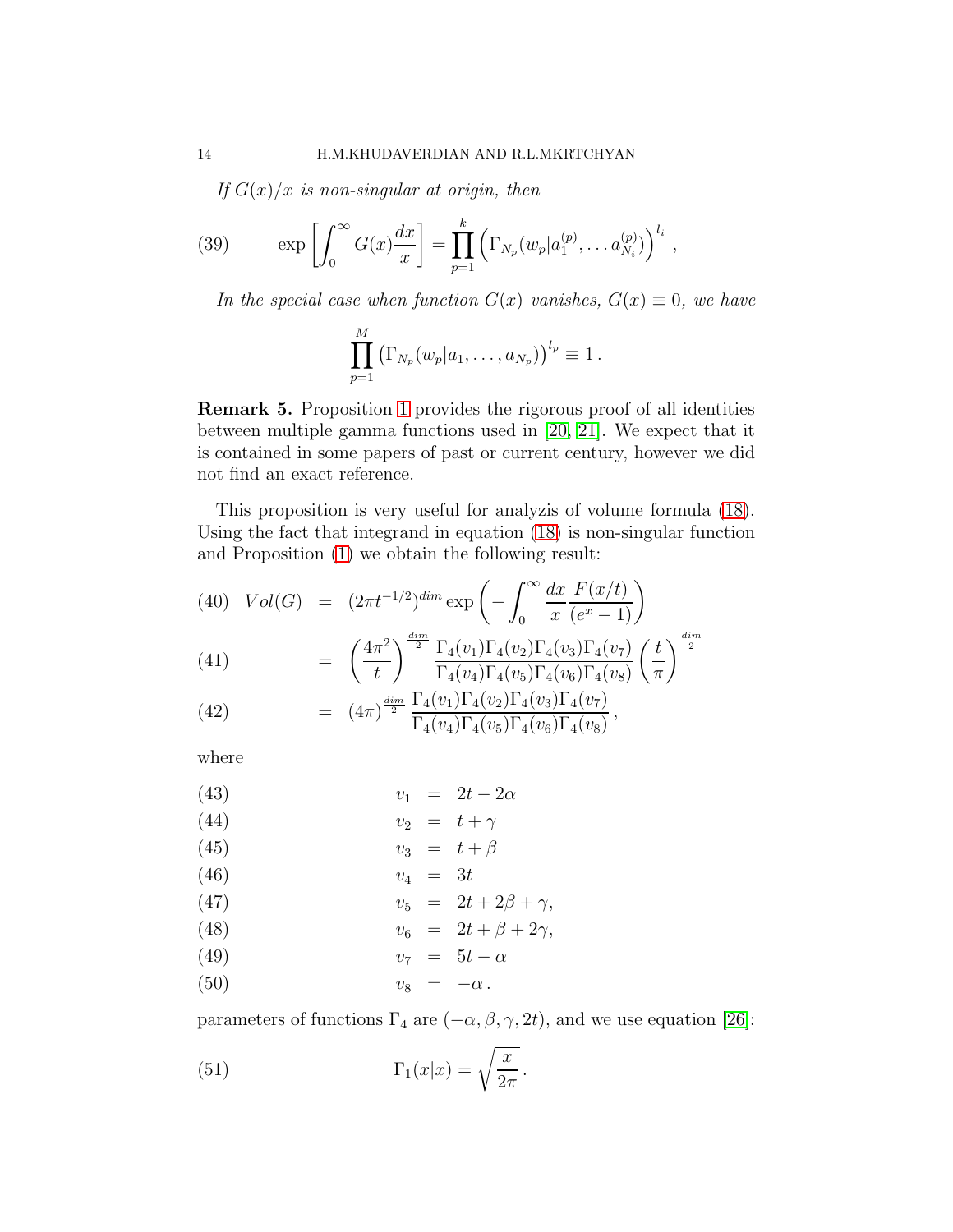*If $G(x)/x$ is non-singular at origin, then*

$$\exp\left[\int_0^\infty G(x)\frac{dx}{x}\right] = \prod_{p=1}^{k}\left(\Gamma_{N_p}(w_p|a_1^{(p)},\dots a_{N_i}^{(p)})\right)^{l_i}, \tag{39}$$

*In the special case when function $G(x)$ vanishes, $G(x)\equiv 0$, we have*

$$\prod_{p=1}^{M}\left(\Gamma_{N_p}(w_p|a_1,\dots,a_{N_p})\right)^{l_p}\equiv 1\,.$$

**Remark 5.** Proposition 1 provides the rigorous proof of all identities between multiple gamma functions used in [20, 21]. We expect that it is contained in some papers of past or current century, however we did not find an exact reference.

This proposition is very useful for analyzis of volume formula (18). Using the fact that integrand in equation (18) is non-singular function and Proposition (1) we obtain the following result:

$$\begin{aligned}
Vol(G) &= (2\pi t^{-1/2})^{dim}\exp\left(-\int_0^\infty \frac{dx}{x}\frac{F(x/t)}{(e^x-1)}\right) &(40)\\
&= \left(\frac{4\pi^2}{t}\right)^{\frac{dim}{2}}\frac{\Gamma_4(v_1)\Gamma_4(v_2)\Gamma_4(v_3)\Gamma_4(v_7)}{\Gamma_4(v_4)\Gamma_4(v_5)\Gamma_4(v_6)\Gamma_4(v_8)}\left(\frac{t}{\pi}\right)^{\frac{dim}{2}} &(41)\\
&= (4\pi)^{\frac{dim}{2}}\frac{\Gamma_4(v_1)\Gamma_4(v_2)\Gamma_4(v_3)\Gamma_4(v_7)}{\Gamma_4(v_4)\Gamma_4(v_5)\Gamma_4(v_6)\Gamma_4(v_8)}\,, &(42)
\end{aligned}$$

where

$$\begin{aligned}
v_1 &= 2t-2\alpha &(43)\\
v_2 &= t+\gamma &(44)\\
v_3 &= t+\beta &(45)\\
v_4 &= 3t &(46)\\
v_5 &= 2t+2\beta+\gamma, &(47)\\
v_6 &= 2t+\beta+2\gamma, &(48)\\
v_7 &= 5t-\alpha &(49)\\
v_8 &= -\alpha\,. &(50)
\end{aligned}$$

parameters of functions $\Gamma_4$ are $(-\alpha,\beta,\gamma,2t)$, and we use equation [26]:

$$\Gamma_1(x|x) = \sqrt{\frac{x}{2\pi}}\,. \tag{51}$$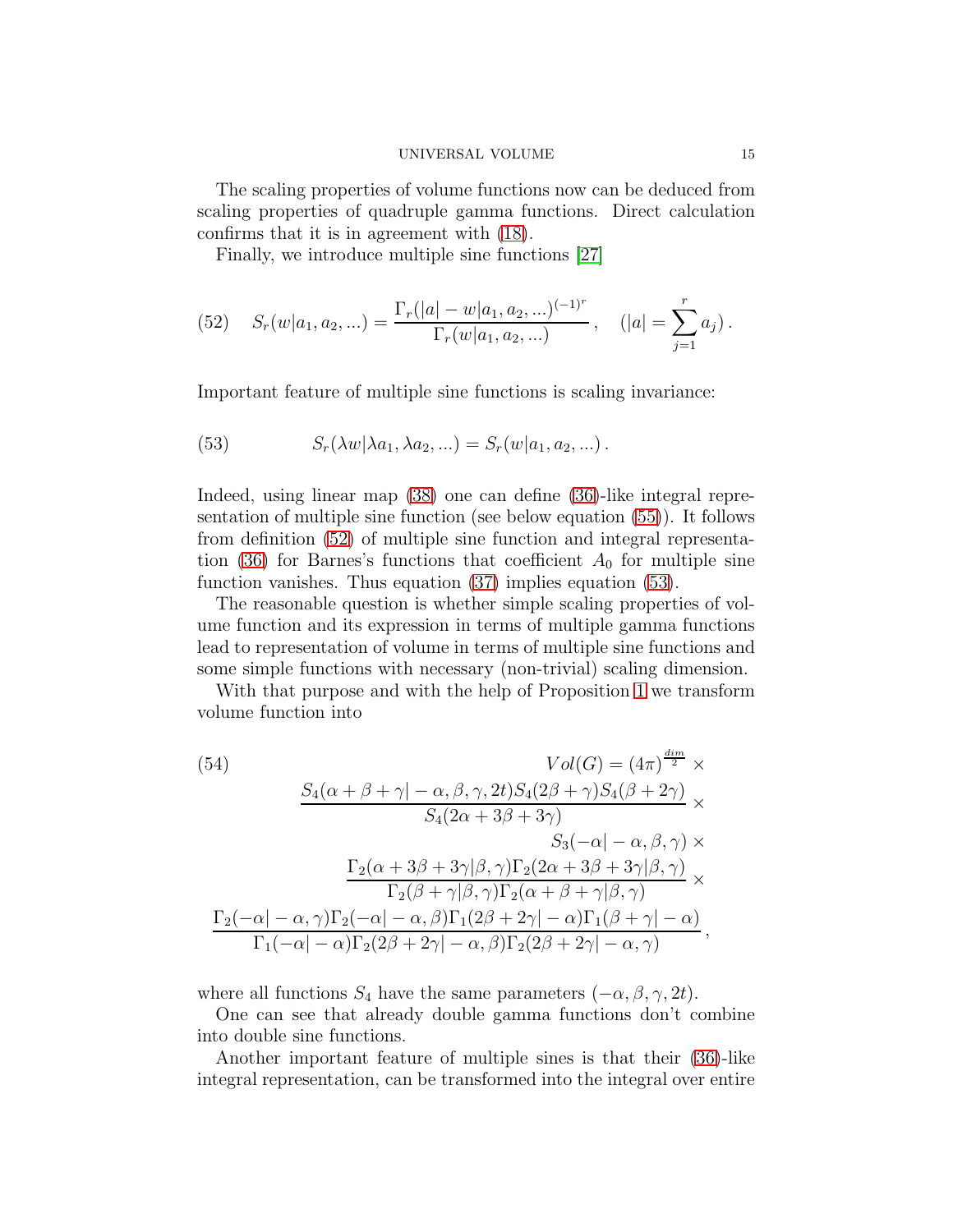The scaling properties of volume functions now can be deduced from scaling properties of quadruple gamma functions. Direct calculation confirms that it is in agreement with (18).

Finally, we introduce multiple sine functions [27]

$$S_r(w|a_1, a_2, ...) = \frac{\Gamma_r(|a| - w|a_1, a_2, ...)^{(-1)^r}}{\Gamma_r(w|a_1, a_2, ...)}\,, \quad (|a| = \sum_{j=1}^{r} a_j)\,. \tag{52}$$

Important feature of multiple sine functions is scaling invariance:

$$S_r(\lambda w|\lambda a_1, \lambda a_2, ...) = S_r(w|a_1, a_2, ...)\,. \tag{53}$$

Indeed, using linear map (38) one can define (36)-like integral representation of multiple sine function (see below equation (55)). It follows from definition (52) of multiple sine function and integral representation (36) for Barnes's functions that coefficient $A_0$ for multiple sine function vanishes. Thus equation (37) implies equation (53).

The reasonable question is whether simple scaling properties of volume function and its expression in terms of multiple gamma functions lead to representation of volume in terms of multiple sine functions and some simple functions with necessary (non-trivial) scaling dimension.

With that purpose and with the help of Proposition 1 we transform volume function into

$$\begin{aligned}
Vol(G) = (4\pi)^{\frac{dim}{2}} \times \\
\frac{S_4(\alpha+\beta+\gamma|-\alpha,\beta,\gamma,2t)S_4(2\beta+\gamma)S_4(\beta+2\gamma)}{S_4(2\alpha+3\beta+3\gamma)} \times \\
S_3(-\alpha|-\alpha,\beta,\gamma) \times \\
\frac{\Gamma_2(\alpha+3\beta+3\gamma|\beta,\gamma)\Gamma_2(2\alpha+3\beta+3\gamma|\beta,\gamma)}{\Gamma_2(\beta+\gamma|\beta,\gamma)\Gamma_2(\alpha+\beta+\gamma|\beta,\gamma)} \times \\
\frac{\Gamma_2(-\alpha|-\alpha,\gamma)\Gamma_2(-\alpha|-\alpha,\beta)\Gamma_1(2\beta+2\gamma|-\alpha)\Gamma_1(\beta+\gamma|-\alpha)}{\Gamma_1(-\alpha|-\alpha)\Gamma_2(2\beta+2\gamma|-\alpha,\beta)\Gamma_2(2\beta+2\gamma|-\alpha,\gamma)}\,,
\end{aligned} \tag{54}$$

where all functions $S_4$ have the same parameters $(-\alpha, \beta, \gamma, 2t)$.

One can see that already double gamma functions don't combine into double sine functions.

Another important feature of multiple sines is that their (36)-like integral representation, can be transformed into the integral over entire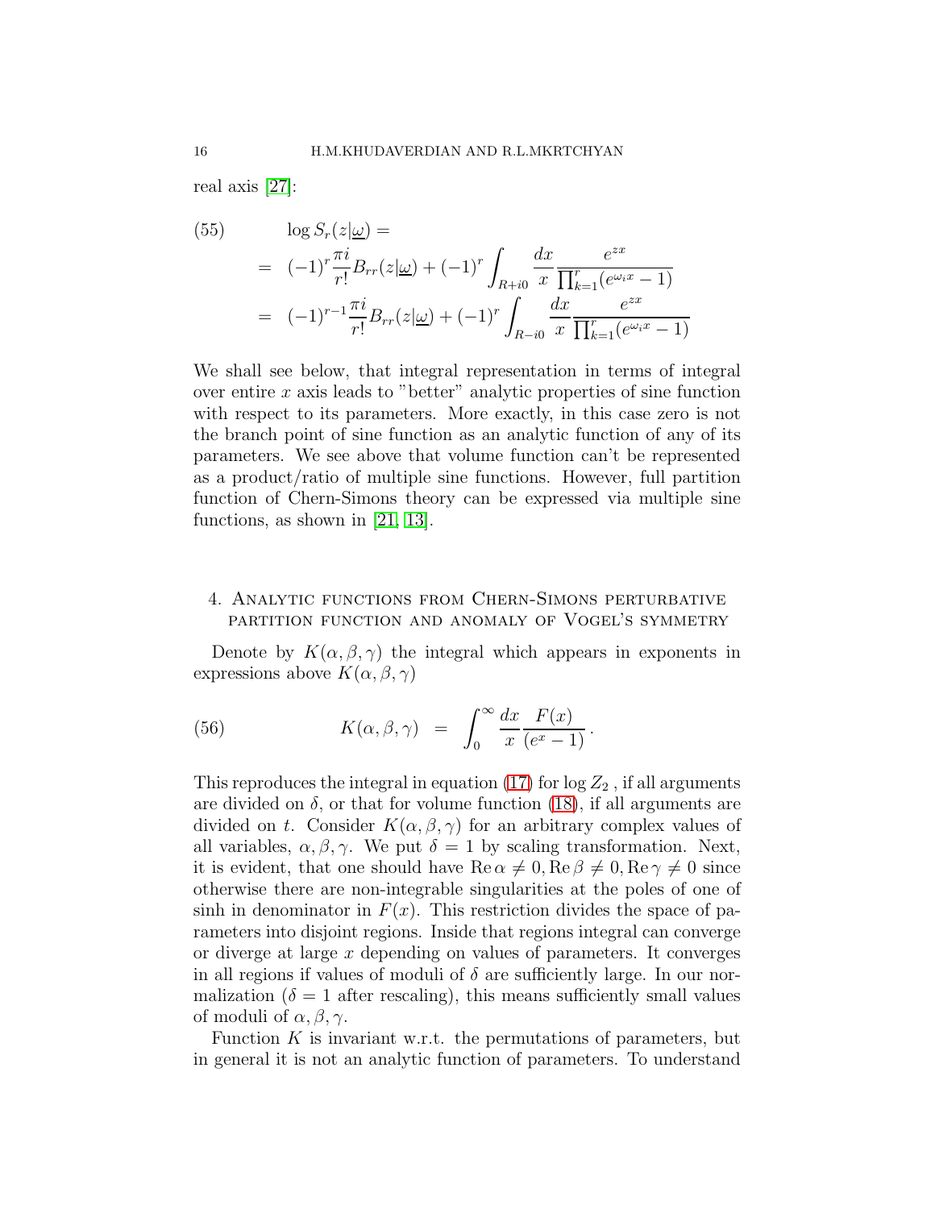real axis [27]:

$$
\begin{aligned}
(55) \qquad & \log S_r(z|\underline{\omega}) = \\
&= (-1)^r \frac{\pi i}{r!} B_{rr}(z|\underline{\omega}) + (-1)^r \int_{R+i0} \frac{dx}{x} \frac{e^{zx}}{\prod_{k=1}^{r}(e^{\omega_i x}-1)} \\
&= (-1)^{r-1} \frac{\pi i}{r!} B_{rr}(z|\underline{\omega}) + (-1)^r \int_{R-i0} \frac{dx}{x} \frac{e^{zx}}{\prod_{k=1}^{r}(e^{\omega_i x}-1)}
\end{aligned}
$$

We shall see below, that integral representation in terms of integral over entire $x$ axis leads to "better" analytic properties of sine function with respect to its parameters. More exactly, in this case zero is not the branch point of sine function as an analytic function of any of its parameters. We see above that volume function can't be represented as a product/ratio of multiple sine functions. However, full partition function of Chern-Simons theory can be expressed via multiple sine functions, as shown in [21, 13].

## 4. Analytic functions from Chern-Simons perturbative partition function and anomaly of Vogel's symmetry

Denote by $K(\alpha, \beta, \gamma)$ the integral which appears in exponents in expressions above $K(\alpha, \beta, \gamma)$

$$
(56) \qquad K(\alpha, \beta, \gamma) \;=\; \int_0^\infty \frac{dx}{x} \frac{F(x)}{(e^x - 1)} \,.
$$

This reproduces the integral in equation (17) for $\log Z_2$ , if all arguments are divided on $\delta$, or that for volume function (18), if all arguments are divided on $t$. Consider $K(\alpha, \beta, \gamma)$ for an arbitrary complex values of all variables, $\alpha, \beta, \gamma$. We put $\delta = 1$ by scaling transformation. Next, it is evident, that one should have $\operatorname{Re}\alpha \neq 0, \operatorname{Re}\beta \neq 0, \operatorname{Re}\gamma \neq 0$ since otherwise there are non-integrable singularities at the poles of one of sinh in denominator in $F(x)$. This restriction divides the space of parameters into disjoint regions. Inside that regions integral can converge or diverge at large $x$ depending on values of parameters. It converges in all regions if values of moduli of $\delta$ are sufficiently large. In our normalization ($\delta = 1$ after rescaling), this means sufficiently small values of moduli of $\alpha, \beta, \gamma$.

Function $K$ is invariant w.r.t. the permutations of parameters, but in general it is not an analytic function of parameters. To understand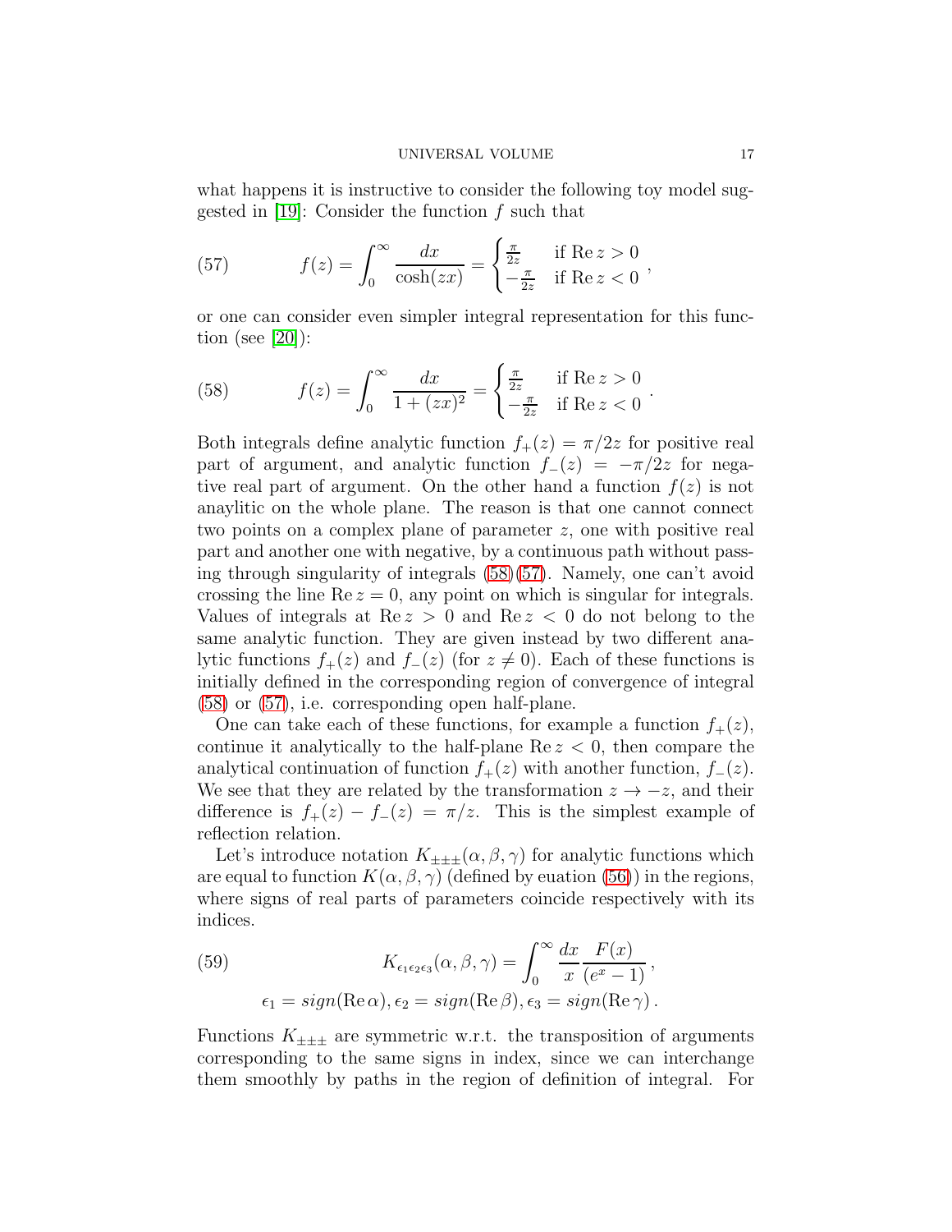what happens it is instructive to consider the following toy model suggested in [19]: Consider the function $f$ such that

$$
f(z) = \int_0^\infty \frac{dx}{\cosh(zx)} = \begin{cases} \frac{\pi}{2z} & \text{if } \operatorname{Re} z > 0 \\ -\frac{\pi}{2z} & \text{if } \operatorname{Re} z < 0 \end{cases}, \tag{57}
$$

or one can consider even simpler integral representation for this function (see [20]):

$$
f(z) = \int_0^\infty \frac{dx}{1+(zx)^2} = \begin{cases} \frac{\pi}{2z} & \text{if } \operatorname{Re} z > 0 \\ -\frac{\pi}{2z} & \text{if } \operatorname{Re} z < 0 \end{cases}. \tag{58}
$$

Both integrals define analytic function $f_+(z) = \pi/2z$ for positive real part of argument, and analytic function $f_-(z) = -\pi/2z$ for negative real part of argument. On the other hand a function $f(z)$ is not anaylitic on the whole plane. The reason is that one cannot connect two points on a complex plane of parameter $z$, one with positive real part and another one with negative, by a continuous path without passing through singularity of integrals (58)(57). Namely, one can't avoid crossing the line $\operatorname{Re} z = 0$, any point on which is singular for integrals. Values of integrals at $\operatorname{Re} z > 0$ and $\operatorname{Re} z < 0$ do not belong to the same analytic function. They are given instead by two different analytic functions $f_+(z)$ and $f_-(z)$ (for $z \neq 0$). Each of these functions is initially defined in the corresponding region of convergence of integral (58) or (57), i.e. corresponding open half-plane.

One can take each of these functions, for example a function $f_+(z)$, continue it analytically to the half-plane $\operatorname{Re} z < 0$, then compare the analytical continuation of function $f_+(z)$ with another function, $f_-(z)$. We see that they are related by the transformation $z \to -z$, and their difference is $f_+(z) - f_-(z) = \pi/z$. This is the simplest example of reflection relation.

Let's introduce notation $K_{\pm\pm\pm}(\alpha, \beta, \gamma)$ for analytic functions which are equal to function $K(\alpha, \beta, \gamma)$ (defined by euation (56)) in the regions, where signs of real parts of parameters coincide respectively with its indices.

$$
K_{\epsilon_1\epsilon_2\epsilon_3}(\alpha, \beta, \gamma) = \int_0^\infty \frac{dx}{x} \frac{F(x)}{(e^x - 1)}, \tag{59}
$$
$$
\epsilon_1 = sign(\operatorname{Re}\alpha), \epsilon_2 = sign(\operatorname{Re}\beta), \epsilon_3 = sign(\operatorname{Re}\gamma).
$$

Functions $K_{\pm\pm\pm}$ are symmetric w.r.t. the transposition of arguments corresponding to the same signs in index, since we can interchange them smoothly by paths in the region of definition of integral. For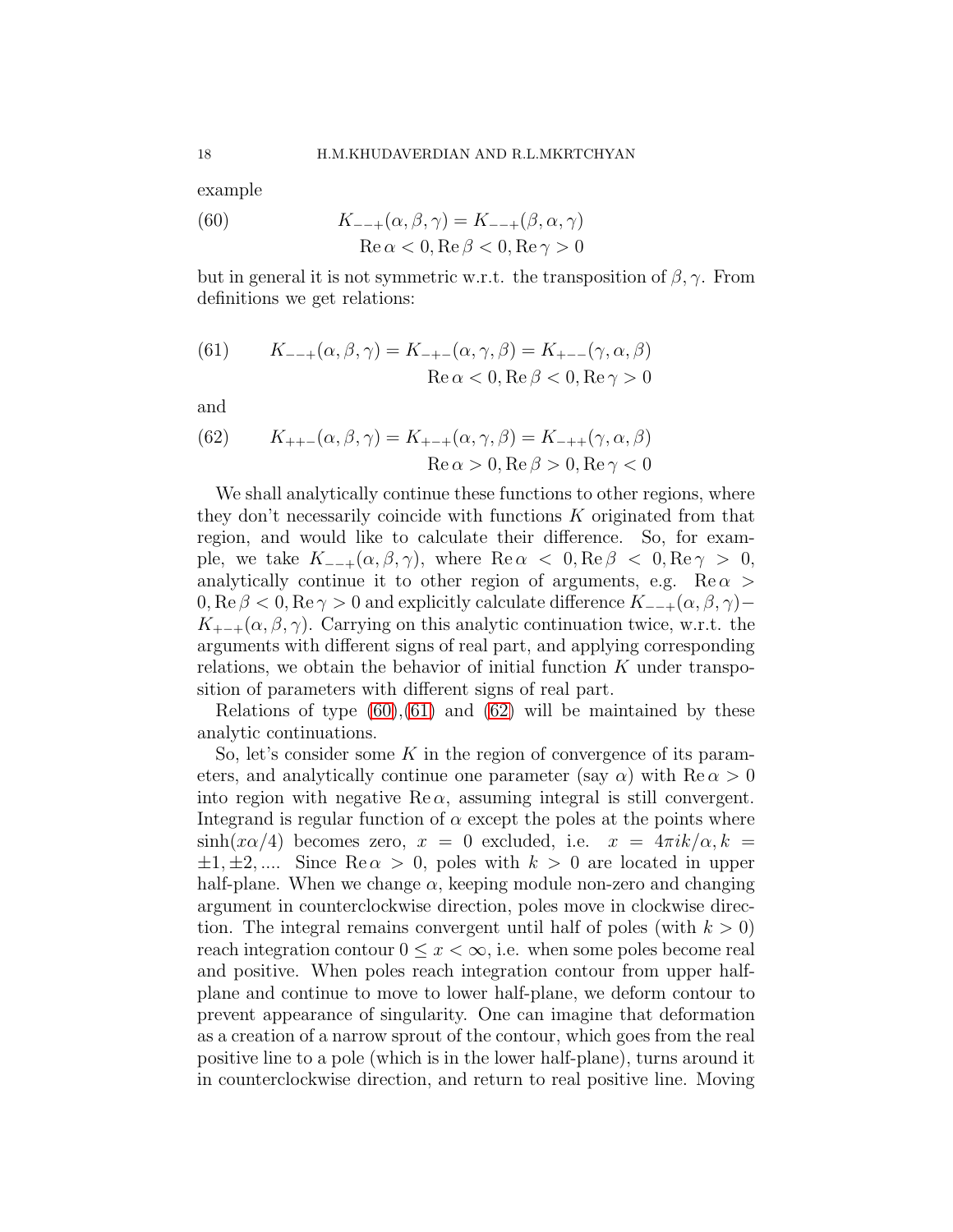example

$$K_{--+}(\alpha,\beta,\gamma) = K_{--+}(\beta,\alpha,\gamma) \tag{60}$$
$$\operatorname{Re}\alpha < 0, \operatorname{Re}\beta < 0, \operatorname{Re}\gamma > 0$$

but in general it is not symmetric w.r.t. the transposition of $\beta, \gamma$. From definitions we get relations:

$$K_{--+}(\alpha,\beta,\gamma) = K_{-+-}(\alpha,\gamma,\beta) = K_{+--}(\gamma,\alpha,\beta) \tag{61}$$
$$\operatorname{Re}\alpha < 0, \operatorname{Re}\beta < 0, \operatorname{Re}\gamma > 0$$

and

$$K_{++-}(\alpha,\beta,\gamma) = K_{+-+}(\alpha,\gamma,\beta) = K_{-++}(\gamma,\alpha,\beta) \tag{62}$$
$$\operatorname{Re}\alpha > 0, \operatorname{Re}\beta > 0, \operatorname{Re}\gamma < 0$$

We shall analytically continue these functions to other regions, where they don't necessarily coincide with functions $K$ originated from that region, and would like to calculate their difference. So, for example, we take $K_{--+}(\alpha,\beta,\gamma)$, where $\operatorname{Re}\alpha < 0, \operatorname{Re}\beta < 0, \operatorname{Re}\gamma > 0$, analytically continue it to other region of arguments, e.g. $\operatorname{Re}\alpha > 0, \operatorname{Re}\beta < 0, \operatorname{Re}\gamma > 0$ and explicitly calculate difference $K_{--+}(\alpha,\beta,\gamma) - K_{+-+}(\alpha,\beta,\gamma)$. Carrying on this analytic continuation twice, w.r.t. the arguments with different signs of real part, and applying corresponding relations, we obtain the behavior of initial function $K$ under transposition of parameters with different signs of real part.

Relations of type (60),(61) and (62) will be maintained by these analytic continuations.

So, let's consider some $K$ in the region of convergence of its parameters, and analytically continue one parameter (say $\alpha$) with $\operatorname{Re}\alpha > 0$ into region with negative $\operatorname{Re}\alpha$, assuming integral is still convergent. Integrand is regular function of $\alpha$ except the poles at the points where $\sinh(x\alpha/4)$ becomes zero, $x = 0$ excluded, i.e. $x = 4\pi i k/\alpha, k = \pm 1, \pm 2, ....$ Since $\operatorname{Re}\alpha > 0$, poles with $k > 0$ are located in upper half-plane. When we change $\alpha$, keeping module non-zero and changing argument in counterclockwise direction, poles move in clockwise direction. The integral remains convergent until half of poles (with $k > 0$) reach integration contour $0 \le x < \infty$, i.e. when some poles become real and positive. When poles reach integration contour from upper half-plane and continue to move to lower half-plane, we deform contour to prevent appearance of singularity. One can imagine that deformation as a creation of a narrow sprout of the contour, which goes from the real positive line to a pole (which is in the lower half-plane), turns around it in counterclockwise direction, and return to real positive line. Moving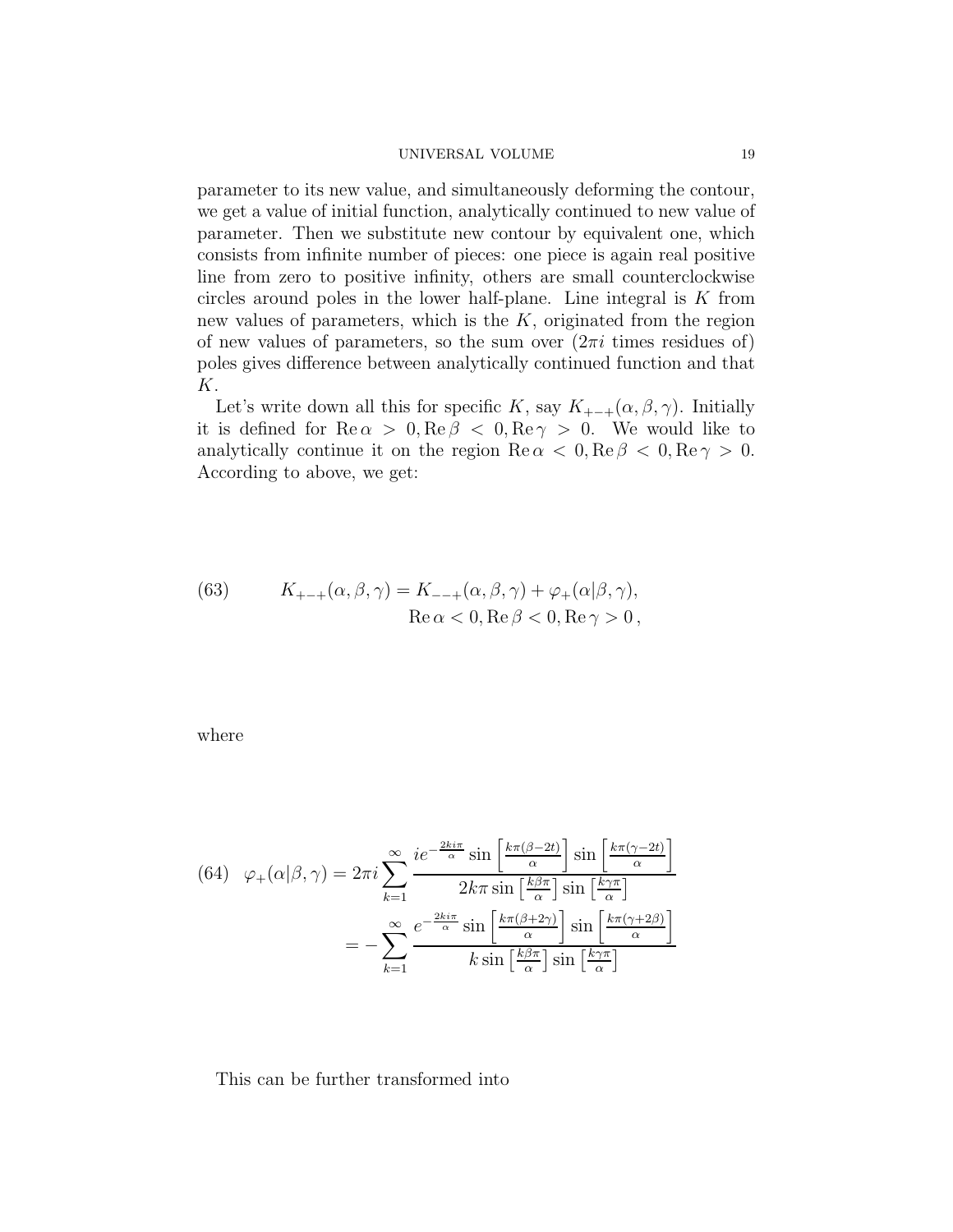parameter to its new value, and simultaneously deforming the contour, we get a value of initial function, analytically continued to new value of parameter. Then we substitute new contour by equivalent one, which consists from infinite number of pieces: one piece is again real positive line from zero to positive infinity, others are small counterclockwise circles around poles in the lower half-plane. Line integral is $K$ from new values of parameters, which is the $K$, originated from the region of new values of parameters, so the sum over ($2\pi i$ times residues of) poles gives difference between analytically continued function and that $K$.

Let's write down all this for specific $K$, say $K_{+-+}(\alpha, \beta, \gamma)$. Initially it is defined for $\operatorname{Re}\alpha > 0, \operatorname{Re}\beta < 0, \operatorname{Re}\gamma > 0$. We would like to analytically continue it on the region $\operatorname{Re}\alpha < 0, \operatorname{Re}\beta < 0, \operatorname{Re}\gamma > 0$. According to above, we get:

$$
\begin{aligned}
K_{+-+}(\alpha, \beta, \gamma) = K_{--+}(\alpha, \beta, \gamma) + \varphi_+(\alpha|\beta, \gamma), \\
\operatorname{Re}\alpha < 0, \operatorname{Re}\beta < 0, \operatorname{Re}\gamma > 0\,,
\end{aligned}
\tag{63}
$$

where

$$
\begin{aligned}
\varphi_+(\alpha|\beta, \gamma) &= 2\pi i \sum_{k=1}^{\infty} \frac{ie^{-\frac{2ki\pi}{\alpha}} \sin\left[\frac{k\pi(\beta-2t)}{\alpha}\right] \sin\left[\frac{k\pi(\gamma-2t)}{\alpha}\right]}{2k\pi \sin\left[\frac{k\beta\pi}{\alpha}\right] \sin\left[\frac{k\gamma\pi}{\alpha}\right]} \\
&= -\sum_{k=1}^{\infty} \frac{e^{-\frac{2ki\pi}{\alpha}} \sin\left[\frac{k\pi(\beta+2\gamma)}{\alpha}\right] \sin\left[\frac{k\pi(\gamma+2\beta)}{\alpha}\right]}{k \sin\left[\frac{k\beta\pi}{\alpha}\right] \sin\left[\frac{k\gamma\pi}{\alpha}\right]}
\end{aligned}
\tag{64}
$$

This can be further transformed into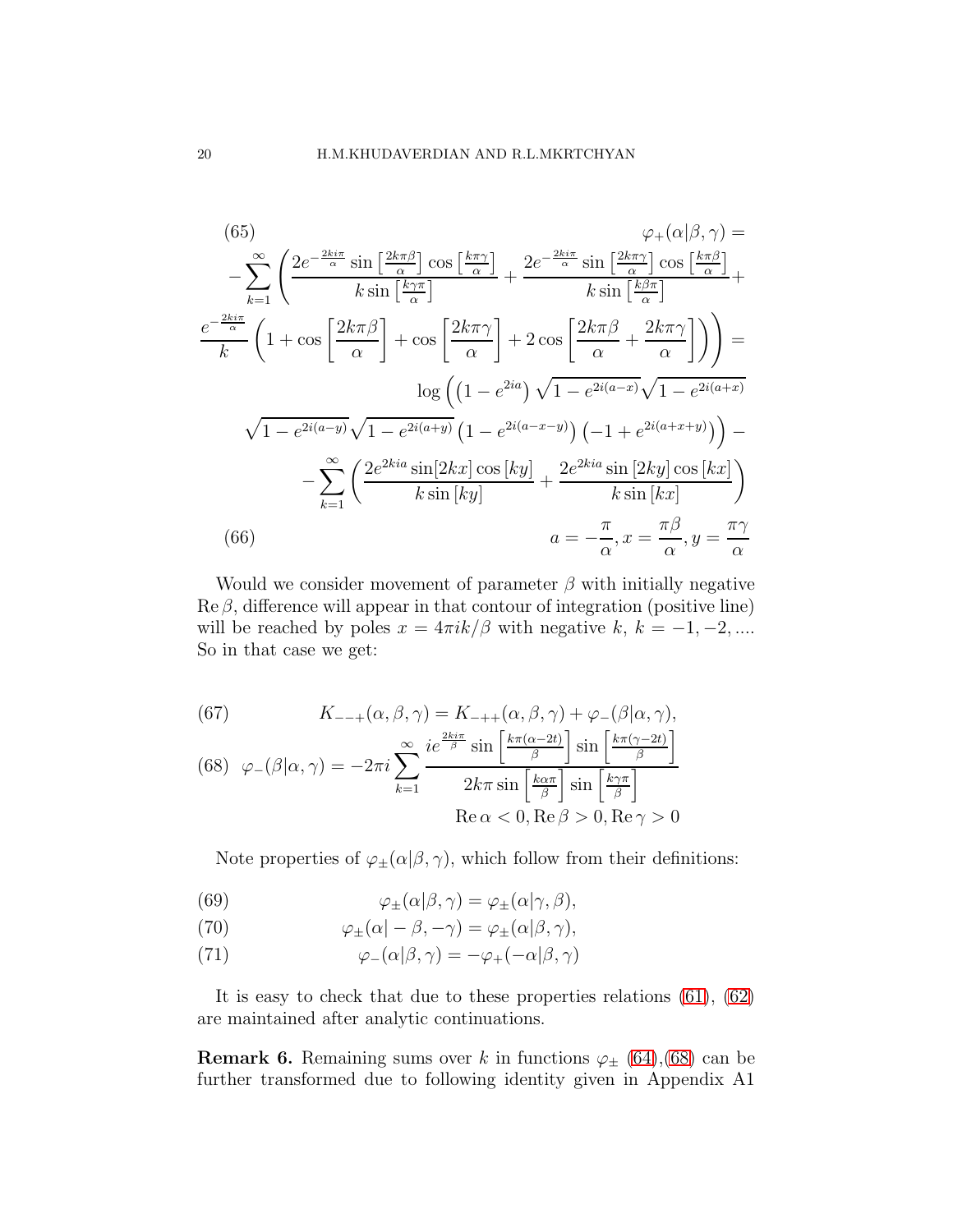$$
\begin{aligned}
(65)\qquad & \varphi_+(\alpha|\beta,\gamma) = \\
& -\sum_{k=1}^{\infty}\left(\frac{2e^{-\frac{2ki\pi}{\alpha}}\sin\left[\frac{2k\pi\beta}{\alpha}\right]\cos\left[\frac{k\pi\gamma}{\alpha}\right]}{k\sin\left[\frac{k\gamma\pi}{\alpha}\right]}+\frac{2e^{-\frac{2ki\pi}{\alpha}}\sin\left[\frac{2k\pi\gamma}{\alpha}\right]\cos\left[\frac{k\pi\beta}{\alpha}\right]}{k\sin\left[\frac{k\beta\pi}{\alpha}\right]}+\right. \\
& \left.\frac{e^{-\frac{2ki\pi}{\alpha}}}{k}\left(1+\cos\left[\frac{2k\pi\beta}{\alpha}\right]+\cos\left[\frac{2k\pi\gamma}{\alpha}\right]+2\cos\left[\frac{2k\pi\beta}{\alpha}+\frac{2k\pi\gamma}{\alpha}\right]\right)\right) = \\
& \log\left(\left(1-e^{2ia}\right)\sqrt{1-e^{2i(a-x)}}\sqrt{1-e^{2i(a+x)}}\right. \\
& \left.\sqrt{1-e^{2i(a-y)}}\sqrt{1-e^{2i(a+y)}}\left(1-e^{2i(a-x-y)}\right)\left(-1+e^{2i(a+x+y)}\right)\right) - \\
& -\sum_{k=1}^{\infty}\left(\frac{2e^{2kia}\sin[2kx]\cos[ky]}{k\sin[ky]}+\frac{2e^{2kia}\sin[2ky]\cos[kx]}{k\sin[kx]}\right) \\
(66)\qquad & a=-\frac{\pi}{\alpha}, x=\frac{\pi\beta}{\alpha}, y=\frac{\pi\gamma}{\alpha}
\end{aligned}
$$

Would we consider movement of parameter $\beta$ with initially negative $\operatorname{Re}\beta$, difference will appear in that contour of integration (positive line) will be reached by poles $x = 4\pi ik/\beta$ with negative $k$, $k = -1, -2, ....$ So in that case we get:

$$
(67)\qquad K_{--+}(\alpha,\beta,\gamma) = K_{-++}(\alpha,\beta,\gamma) + \varphi_-(\beta|\alpha,\gamma),
$$

$$
(68)\qquad \varphi_-(\beta|\alpha,\gamma) = -2\pi i\sum_{k=1}^{\infty}\frac{ie^{\frac{2ki\pi}{\beta}}\sin\left[\frac{k\pi(\alpha-2t)}{\beta}\right]\sin\left[\frac{k\pi(\gamma-2t)}{\beta}\right]}{2k\pi\sin\left[\frac{k\alpha\pi}{\beta}\right]\sin\left[\frac{k\gamma\pi}{\beta}\right]}
$$

$$
\operatorname{Re}\alpha<0, \operatorname{Re}\beta>0, \operatorname{Re}\gamma>0
$$

Note properties of $\varphi_\pm(\alpha|\beta,\gamma)$, which follow from their definitions:

$$
(69)\qquad \varphi_\pm(\alpha|\beta,\gamma) = \varphi_\pm(\alpha|\gamma,\beta),
$$

$$
(70)\qquad \varphi_\pm(\alpha|-\beta,-\gamma) = \varphi_\pm(\alpha|\beta,\gamma),
$$

$$
(71)\qquad \varphi_-(\alpha|\beta,\gamma) = -\varphi_+(-\alpha|\beta,\gamma)
$$

It is easy to check that due to these properties relations (61), (62) are maintained after analytic continuations.

**Remark 6.** Remaining sums over $k$ in functions $\varphi_\pm$ (64),(68) can be further transformed due to following identity given in Appendix A1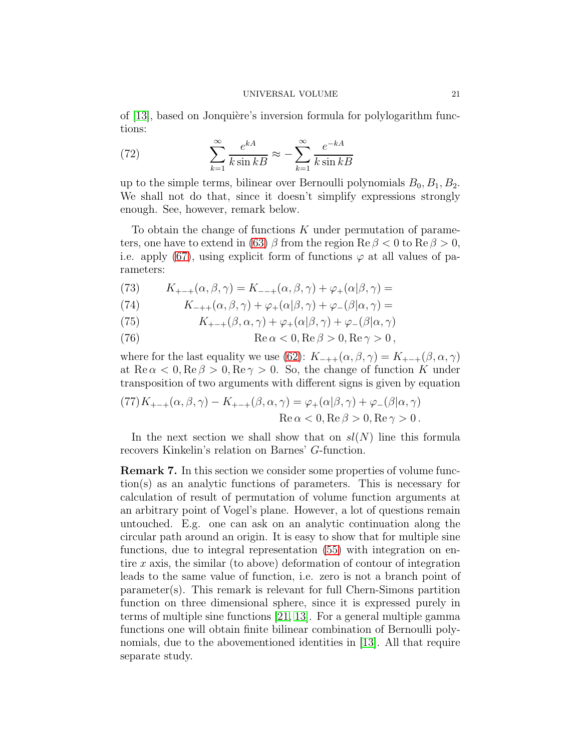of [13], based on Jonquière's inversion formula for polylogarithm functions:

$$\sum_{k=1}^{\infty} \frac{e^{kA}}{k \sin kB} \approx -\sum_{k=1}^{\infty} \frac{e^{-kA}}{k \sin kB} \tag{72}$$

up to the simple terms, bilinear over Bernoulli polynomials $B_0, B_1, B_2$. We shall not do that, since it doesn't simplify expressions strongly enough. See, however, remark below.

To obtain the change of functions $K$ under permutation of parameters, one have to extend in (63) $\beta$ from the region $\mathrm{Re}\,\beta < 0$ to $\mathrm{Re}\,\beta > 0$, i.e. apply (67), using explicit form of functions $\varphi$ at all values of parameters:

$$K_{+-+}(\alpha,\beta,\gamma) = K_{--+}(\alpha,\beta,\gamma) + \varphi_+(\alpha|\beta,\gamma) = \tag{73}$$

$$K_{-++}(\alpha,\beta,\gamma) + \varphi_+(\alpha|\beta,\gamma) + \varphi_-(\beta|\alpha,\gamma) = \tag{74}$$

$$K_{+-+}(\beta,\alpha,\gamma) + \varphi_+(\alpha|\beta,\gamma) + \varphi_-(\beta|\alpha,\gamma) \tag{75}$$

$$\mathrm{Re}\,\alpha < 0, \mathrm{Re}\,\beta > 0, \mathrm{Re}\,\gamma > 0\,, \tag{76}$$

where for the last equality we use (62): $K_{-++}(\alpha,\beta,\gamma) = K_{+-+}(\beta,\alpha,\gamma)$ at $\mathrm{Re}\,\alpha < 0, \mathrm{Re}\,\beta > 0, \mathrm{Re}\,\gamma > 0$. So, the change of function $K$ under transposition of two arguments with different signs is given by equation

$$K_{+-+}(\alpha,\beta,\gamma) - K_{+-+}(\beta,\alpha,\gamma) = \varphi_+(\alpha|\beta,\gamma) + \varphi_-(\beta|\alpha,\gamma) \qquad \mathrm{Re}\,\alpha < 0, \mathrm{Re}\,\beta > 0, \mathrm{Re}\,\gamma > 0\,. \tag{77}$$

In the next section we shall show that on $sl(N)$ line this formula recovers Kinkelin's relation on Barnes' $G$-function.

**Remark 7.** In this section we consider some properties of volume function(s) as an analytic functions of parameters. This is necessary for calculation of result of permutation of volume function arguments at an arbitrary point of Vogel's plane. However, a lot of questions remain untouched. E.g. one can ask on an analytic continuation along the circular path around an origin. It is easy to show that for multiple sine functions, due to integral representation (55) with integration on entire $x$ axis, the similar (to above) deformation of contour of integration leads to the same value of function, i.e. zero is not a branch point of parameter(s). This remark is relevant for full Chern-Simons partition function on three dimensional sphere, since it is expressed purely in terms of multiple sine functions [21, 13]. For a general multiple gamma functions one will obtain finite bilinear combination of Bernoulli polynomials, due to the abovementioned identities in [13]. All that require separate study.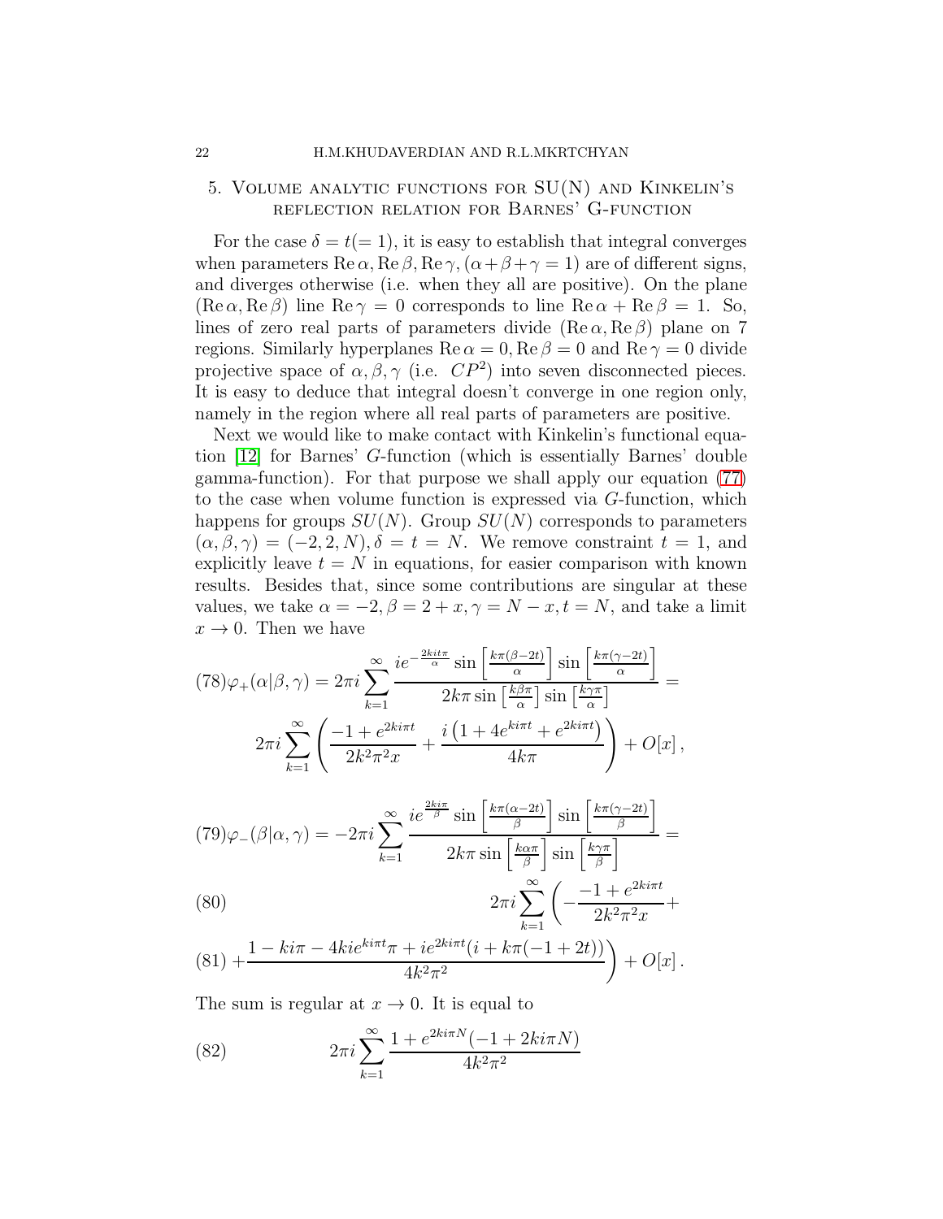## 5. Volume analytic functions for SU(N) and Kinkelin's reflection relation for Barnes' G-function

For the case $\delta = t(=1)$, it is easy to establish that integral converges when parameters $\operatorname{Re}\alpha, \operatorname{Re}\beta, \operatorname{Re}\gamma, (\alpha+\beta+\gamma=1)$ are of different signs, and diverges otherwise (i.e. when they all are positive). On the plane $(\operatorname{Re}\alpha, \operatorname{Re}\beta)$ line $\operatorname{Re}\gamma = 0$ corresponds to line $\operatorname{Re}\alpha + \operatorname{Re}\beta = 1$. So, lines of zero real parts of parameters divide $(\operatorname{Re}\alpha, \operatorname{Re}\beta)$ plane on 7 regions. Similarly hyperplanes $\operatorname{Re}\alpha = 0, \operatorname{Re}\beta = 0$ and $\operatorname{Re}\gamma = 0$ divide projective space of $\alpha, \beta, \gamma$ (i.e. $CP^2$) into seven disconnected pieces. It is easy to deduce that integral doesn't converge in one region only, namely in the region where all real parts of parameters are positive.

Next we would like to make contact with Kinkelin's functional equation [12] for Barnes' $G$-function (which is essentially Barnes' double gamma-function). For that purpose we shall apply our equation (77) to the case when volume function is expressed via $G$-function, which happens for groups $SU(N)$. Group $SU(N)$ corresponds to parameters $(\alpha, \beta, \gamma) = (-2, 2, N), \delta = t = N$. We remove constraint $t = 1$, and explicitly leave $t = N$ in equations, for easier comparison with known results. Besides that, since some contributions are singular at these values, we take $\alpha = -2, \beta = 2 + x, \gamma = N - x, t = N$, and take a limit $x \to 0$. Then we have

$$(78)\quad \varphi_+(\alpha|\beta,\gamma) = 2\pi i \sum_{k=1}^{\infty} \frac{i e^{-\frac{2kit\pi}{\alpha}} \sin\left[\frac{k\pi(\beta-2t)}{\alpha}\right] \sin\left[\frac{k\pi(\gamma-2t)}{\alpha}\right]}{2k\pi \sin\left[\frac{k\beta\pi}{\alpha}\right] \sin\left[\frac{k\gamma\pi}{\alpha}\right]} =$$

$$2\pi i \sum_{k=1}^{\infty} \left( \frac{-1 + e^{2ki\pi t}}{2k^2\pi^2 x} + \frac{i\left(1 + 4e^{ki\pi t} + e^{2ki\pi t}\right)}{4k\pi} \right) + O[x]\,,$$

$$(79)\quad \varphi_-(\beta|\alpha,\gamma) = -2\pi i \sum_{k=1}^{\infty} \frac{i e^{\frac{2ki\pi}{\beta}} \sin\left[\frac{k\pi(\alpha-2t)}{\beta}\right] \sin\left[\frac{k\pi(\gamma-2t)}{\beta}\right]}{2k\pi \sin\left[\frac{k\alpha\pi}{\beta}\right] \sin\left[\frac{k\gamma\pi}{\beta}\right]} =$$

$$(80)\quad 2\pi i \sum_{k=1}^{\infty} \left( -\frac{-1 + e^{2ki\pi t}}{2k^2\pi^2 x} + \right.$$

$$(81)\quad \left. + \frac{1 - ki\pi - 4kie^{ki\pi t}\pi + ie^{2ki\pi t}(i + k\pi(-1+2t))}{4k^2\pi^2} \right) + O[x]\,.$$

The sum is regular at $x \to 0$. It is equal to

$$(82)\quad 2\pi i \sum_{k=1}^{\infty} \frac{1 + e^{2ki\pi N}(-1 + 2ki\pi N)}{4k^2\pi^2}$$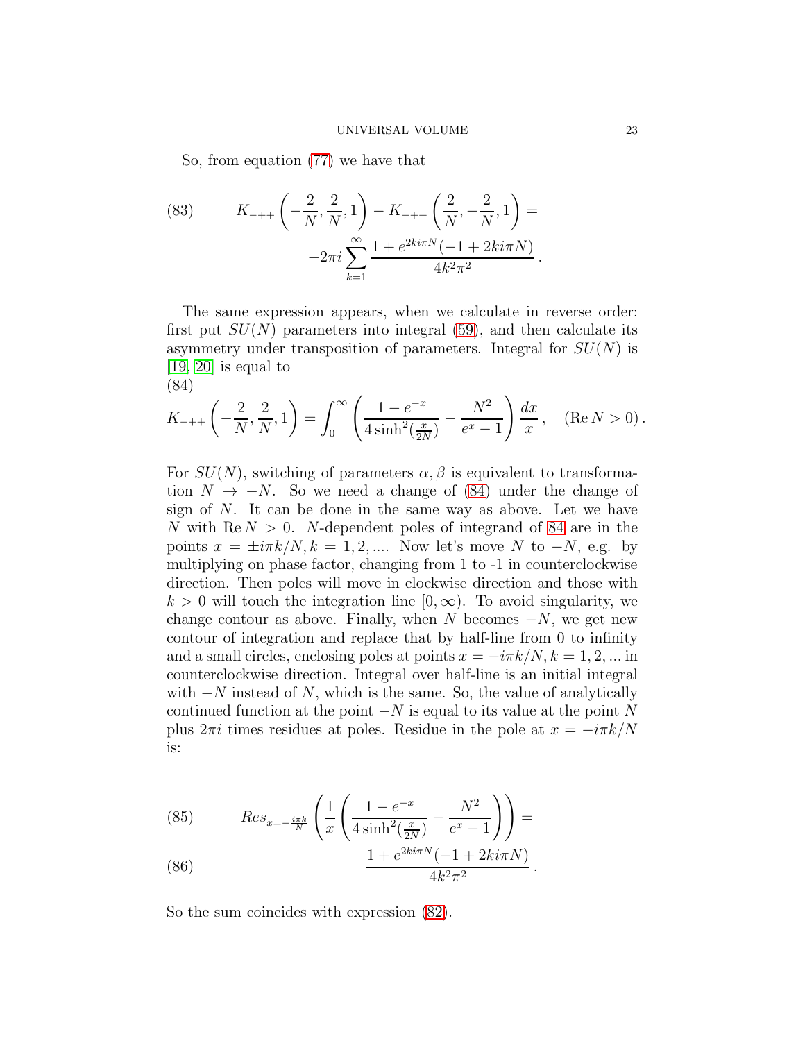So, from equation (77) we have that

$$K_{-++}\left(-\frac{2}{N},\frac{2}{N},1\right)-K_{-++}\left(\frac{2}{N},-\frac{2}{N},1\right)= \\ -2\pi i\sum_{k=1}^{\infty}\frac{1+e^{2ki\pi N}(-1+2ki\pi N)}{4k^2\pi^2}\,. \tag{83}$$

The same expression appears, when we calculate in reverse order: first put $SU(N)$ parameters into integral (59), and then calculate its asymmetry under transposition of parameters. Integral for $SU(N)$ is [19, 20] is equal to

$$K_{-++}\left(-\frac{2}{N},\frac{2}{N},1\right)=\int_0^\infty\left(\frac{1-e^{-x}}{4\sinh^2(\frac{x}{2N})}-\frac{N^2}{e^x-1}\right)\frac{dx}{x}\,,\quad (\operatorname{Re}N>0)\,. \tag{84}$$

For $SU(N)$, switching of parameters $\alpha,\beta$ is equivalent to transformation $N\to -N$. So we need a change of (84) under the change of sign of $N$. It can be done in the same way as above. Let we have $N$ with $\operatorname{Re}N>0$. $N$-dependent poles of integrand of 84 are in the points $x=\pm i\pi k/N, k=1,2,....$ Now let's move $N$ to $-N$, e.g. by multiplying on phase factor, changing from 1 to -1 in counterclockwise direction. Then poles will move in clockwise direction and those with $k>0$ will touch the integration line $[0,\infty)$. To avoid singularity, we change contour as above. Finally, when $N$ becomes $-N$, we get new contour of integration and replace that by half-line from 0 to infinity and a small circles, enclosing poles at points $x=-i\pi k/N, k=1,2,...$ in counterclockwise direction. Integral over half-line is an initial integral with $-N$ instead of $N$, which is the same. So, the value of analytically continued function at the point $-N$ is equal to its value at the point $N$ plus $2\pi i$ times residues at poles. Residue in the pole at $x=-i\pi k/N$ is:

$$Res_{x=-\frac{i\pi k}{N}}\left(\frac{1}{x}\left(\frac{1-e^{-x}}{4\sinh^2(\frac{x}{2N})}-\frac{N^2}{e^x-1}\right)\right)= \tag{85}$$

$$\frac{1+e^{2ki\pi N}(-1+2ki\pi N)}{4k^2\pi^2}\,. \tag{86}$$

So the sum coincides with expression (82).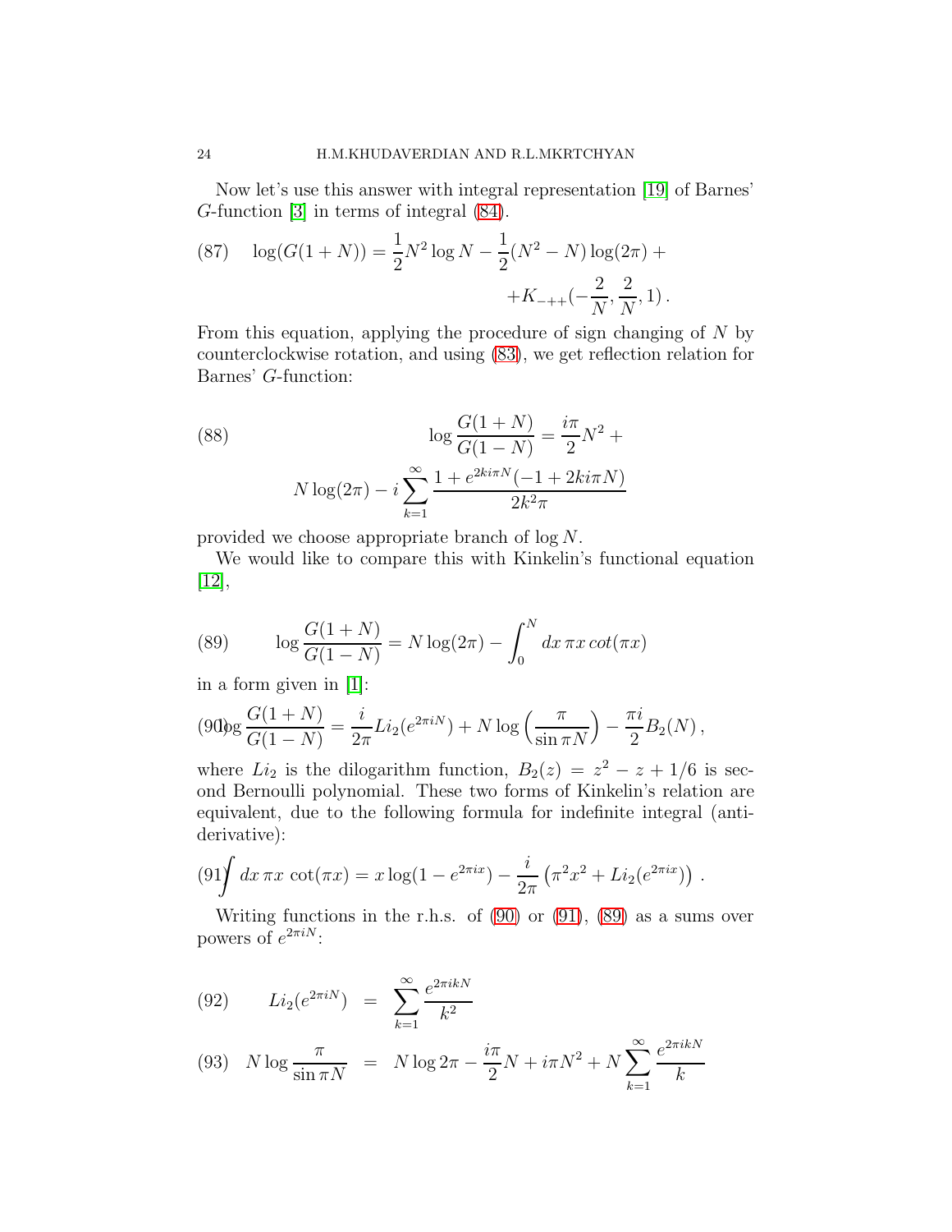Now let's use this answer with integral representation [19] of Barnes' $G$-function [3] in terms of integral (84).

$$\log(G(1+N)) = \frac{1}{2}N^2 \log N - \frac{1}{2}(N^2 - N)\log(2\pi) + K_{-++}(-\frac{2}{N}, \frac{2}{N}, 1)\,. \tag{87}$$

From this equation, applying the procedure of sign changing of $N$ by counterclockwise rotation, and using (83), we get reflection relation for Barnes' $G$-function:

$$\log\frac{G(1+N)}{G(1-N)} = \frac{i\pi}{2}N^2 + N\log(2\pi) - i\sum_{k=1}^{\infty}\frac{1 + e^{2ki\pi N}(-1 + 2ki\pi N)}{2k^2\pi} \tag{88}$$

provided we choose appropriate branch of $\log N$.

We would like to compare this with Kinkelin's functional equation [12],

$$\log\frac{G(1+N)}{G(1-N)} = N\log(2\pi) - \int_0^N dx\,\pi x\,cot(\pi x) \tag{89}$$

in a form given in [1]:

$$\log\frac{G(1+N)}{G(1-N)} = \frac{i}{2\pi}Li_2(e^{2\pi i N}) + N\log\left(\frac{\pi}{\sin\pi N}\right) - \frac{\pi i}{2}B_2(N)\,, \tag{90}$$

where $Li_2$ is the dilogarithm function, $B_2(z) = z^2 - z + 1/6$ is second Bernoulli polynomial. These two forms of Kinkelin's relation are equivalent, due to the following formula for indefinite integral (antiderivative):

$$\int dx\,\pi x\,\cot(\pi x) = x\log(1 - e^{2\pi i x}) - \frac{i}{2\pi}\left(\pi^2 x^2 + Li_2(e^{2\pi i x})\right)\,. \tag{91}$$

Writing functions in the r.h.s. of (90) or (91), (89) as a sums over powers of $e^{2\pi i N}$:

$$Li_2(e^{2\pi i N}) = \sum_{k=1}^{\infty}\frac{e^{2\pi i k N}}{k^2} \tag{92}$$

$$N\log\frac{\pi}{\sin\pi N} = N\log 2\pi - \frac{i\pi}{2}N + i\pi N^2 + N\sum_{k=1}^{\infty}\frac{e^{2\pi i k N}}{k} \tag{93}$$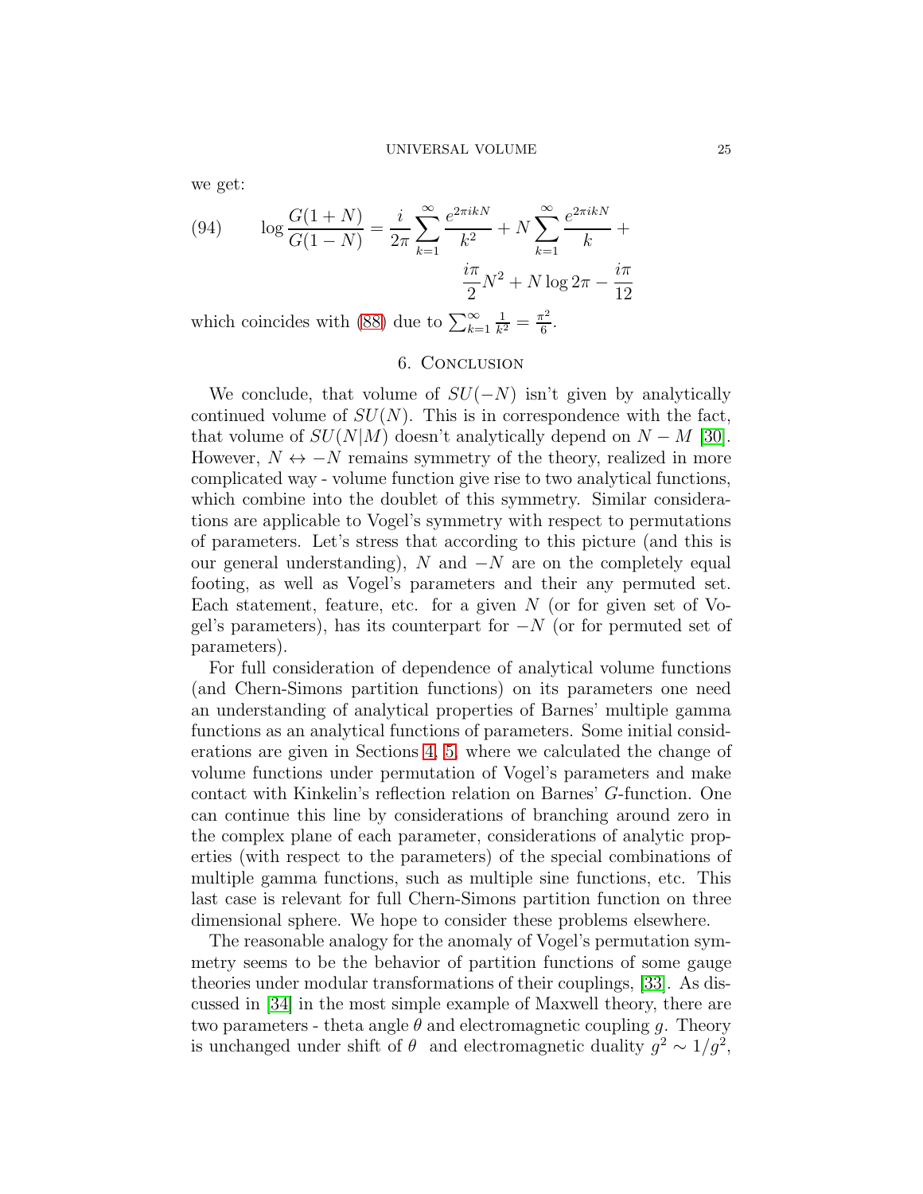we get:

$$\log \frac{G(1+N)}{G(1-N)} = \frac{i}{2\pi}\sum_{k=1}^{\infty}\frac{e^{2\pi i k N}}{k^2} + N\sum_{k=1}^{\infty}\frac{e^{2\pi i k N}}{k} + \frac{i\pi}{2}N^2 + N\log 2\pi - \frac{i\pi}{12} \tag{94}$$

which coincides with (88) due to $\sum_{k=1}^{\infty}\frac{1}{k^2} = \frac{\pi^2}{6}$.

## 6. Conclusion

We conclude, that volume of $SU(-N)$ isn't given by analytically continued volume of $SU(N)$. This is in correspondence with the fact, that volume of $SU(N|M)$ doesn't analytically depend on $N-M$ [30]. However, $N \leftrightarrow -N$ remains symmetry of the theory, realized in more complicated way - volume function give rise to two analytical functions, which combine into the doublet of this symmetry. Similar considerations are applicable to Vogel's symmetry with respect to permutations of parameters. Let's stress that according to this picture (and this is our general understanding), $N$ and $-N$ are on the completely equal footing, as well as Vogel's parameters and their any permuted set. Each statement, feature, etc. for a given $N$ (or for given set of Vogel's parameters), has its counterpart for $-N$ (or for permuted set of parameters).

For full consideration of dependence of analytical volume functions (and Chern-Simons partition functions) on its parameters one need an understanding of analytical properties of Barnes' multiple gamma functions as an analytical functions of parameters. Some initial considerations are given in Sections 4, 5, where we calculated the change of volume functions under permutation of Vogel's parameters and make contact with Kinkelin's reflection relation on Barnes' $G$-function. One can continue this line by considerations of branching around zero in the complex plane of each parameter, considerations of analytic properties (with respect to the parameters) of the special combinations of multiple gamma functions, such as multiple sine functions, etc. This last case is relevant for full Chern-Simons partition function on three dimensional sphere. We hope to consider these problems elsewhere.

The reasonable analogy for the anomaly of Vogel's permutation symmetry seems to be the behavior of partition functions of some gauge theories under modular transformations of their couplings, [33]. As discussed in [34] in the most simple example of Maxwell theory, there are two parameters - theta angle $\theta$ and electromagnetic coupling $g$. Theory is unchanged under shift of $\theta$ and electromagnetic duality $g^2 \sim 1/g^2$,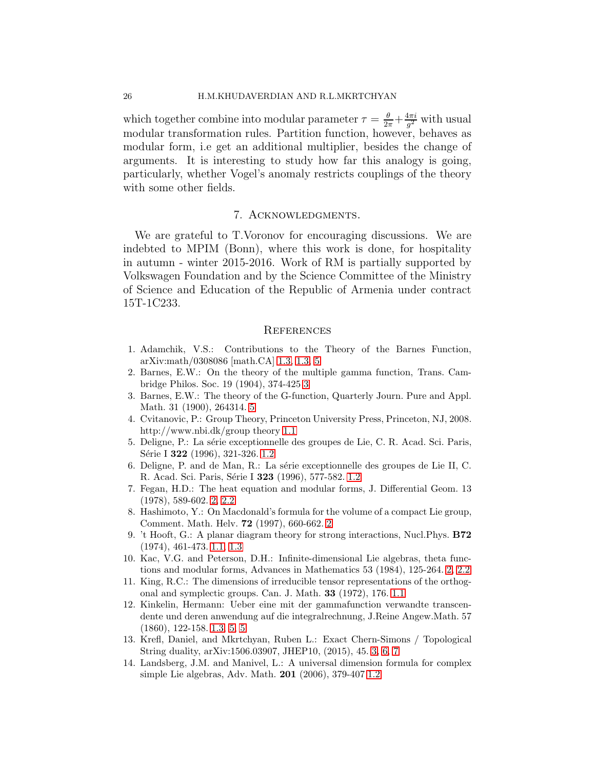which together combine into modular parameter $\tau = \frac{\theta}{2\pi} + \frac{4\pi i}{g^2}$ with usual modular transformation rules. Partition function, however, behaves as modular form, i.e get an additional multiplier, besides the change of arguments. It is interesting to study how far this analogy is going, particularly, whether Vogel's anomaly restricts couplings of the theory with some other fields.

## 7. Acknowledgments.

We are grateful to T.Voronov for encouraging discussions. We are indebted to MPIM (Bonn), where this work is done, for hospitality in autumn - winter 2015-2016. Work of RM is partially supported by Volkswagen Foundation and by the Science Committee of the Ministry of Science and Education of the Republic of Armenia under contract 15T-1C233.

## References

1. Adamchik, V.S.: Contributions to the Theory of the Barnes Function, arXiv:math/0308086 [math.CA] 1.3, 1.3, 5
2. Barnes, E.W.: On the theory of the multiple gamma function, Trans. Cambridge Philos. Soc. 19 (1904), 374-425 3
3. Barnes, E.W.: The theory of the G-function, Quarterly Journ. Pure and Appl. Math. 31 (1900), 264314. 5
4. Cvitanovic, P.: Group Theory, Princeton University Press, Princeton, NJ, 2008. http://www.nbi.dk/group theory 1.1
5. Deligne, P.: La série exceptionnelle des groupes de Lie, C. R. Acad. Sci. Paris, Série I **322** (1996), 321-326. 1.2
6. Deligne, P. and de Man, R.: La série exceptionnelle des groupes de Lie II, C. R. Acad. Sci. Paris, Série I **323** (1996), 577-582. 1.2
7. Fegan, H.D.: The heat equation and modular forms, J. Differential Geom. 13 (1978), 589-602. 2, 2.2
8. Hashimoto, Y.: On Macdonald's formula for the volume of a compact Lie group, Comment. Math. Helv. **72** (1997), 660-662. 2
9. 't Hooft, G.: A planar diagram theory for strong interactions, Nucl.Phys. **B72** (1974), 461-473. 1.1, 1.3
10. Kac, V.G. and Peterson, D.H.: Infinite-dimensional Lie algebras, theta functions and modular forms, Advances in Mathematics 53 (1984), 125-264. 2, 2.2
11. King, R.C.: The dimensions of irreducible tensor representations of the orthogonal and symplectic groups. Can. J. Math. **33** (1972), 176. 1.1
12. Kinkelin, Hermann: Ueber eine mit der gammafunction verwandte transcendente und deren anwendung auf die integralrechnung, J.Reine Angew.Math. 57 (1860), 122-158. 1.3, 5, 5
13. Krefl, Daniel, and Mkrtchyan, Ruben L.: Exact Chern-Simons / Topological String duality, arXiv:1506.03907, JHEP10, (2015), 45. 3, 6, 7
14. Landsberg, J.M. and Manivel, L.: A universal dimension formula for complex simple Lie algebras, Adv. Math. **201** (2006), 379-407 1.2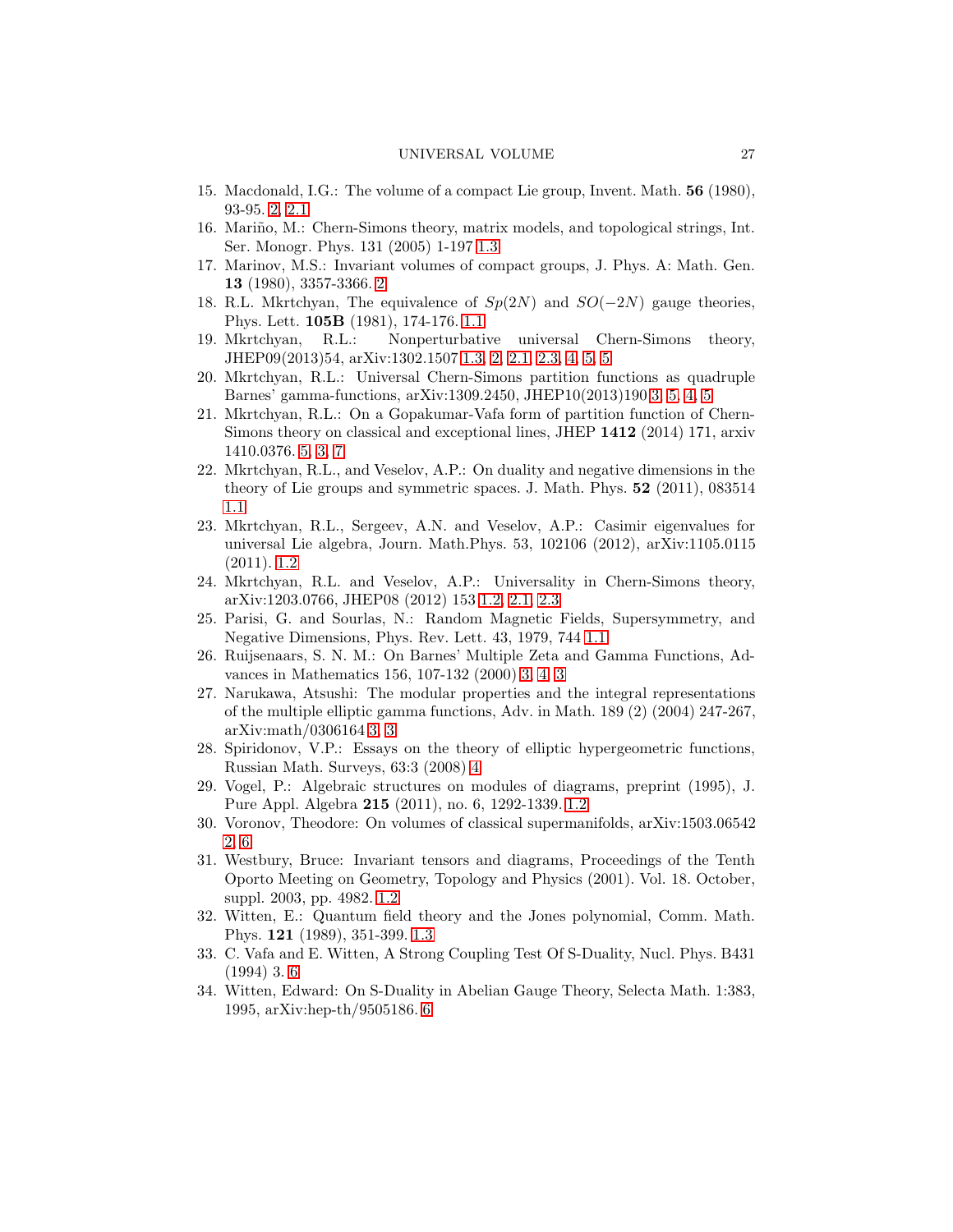15. Macdonald, I.G.: The volume of a compact Lie group, Invent. Math. **56** (1980), 93-95. 2, 2.1
16. Mariño, M.: Chern-Simons theory, matrix models, and topological strings, Int. Ser. Monogr. Phys. 131 (2005) 1-197 1.3
17. Marinov, M.S.: Invariant volumes of compact groups, J. Phys. A: Math. Gen. **13** (1980), 3357-3366. 2
18. R.L. Mkrtchyan, The equivalence of $Sp(2N)$ and $SO(-2N)$ gauge theories, Phys. Lett. **105B** (1981), 174-176. 1.1
19. Mkrtchyan, R.L.: Nonperturbative universal Chern-Simons theory, JHEP09(2013)54, arXiv:1302.1507 1.3, 2, 2.1, 2.3, 4, 5, 5
20. Mkrtchyan, R.L.: Universal Chern-Simons partition functions as quadruple Barnes' gamma-functions, arXiv:1309.2450, JHEP10(2013)190 3, 5, 4, 5
21. Mkrtchyan, R.L.: On a Gopakumar-Vafa form of partition function of Chern-Simons theory on classical and exceptional lines, JHEP **1412** (2014) 171, arxiv 1410.0376. 5, 3, 7
22. Mkrtchyan, R.L., and Veselov, A.P.: On duality and negative dimensions in the theory of Lie groups and symmetric spaces. J. Math. Phys. **52** (2011), 083514 1.1
23. Mkrtchyan, R.L., Sergeev, A.N. and Veselov, A.P.: Casimir eigenvalues for universal Lie algebra, Journ. Math.Phys. 53, 102106 (2012), arXiv:1105.0115 (2011). 1.2
24. Mkrtchyan, R.L. and Veselov, A.P.: Universality in Chern-Simons theory, arXiv:1203.0766, JHEP08 (2012) 153 1.2, 2.1, 2.3
25. Parisi, G. and Sourlas, N.: Random Magnetic Fields, Supersymmetry, and Negative Dimensions, Phys. Rev. Lett. 43, 1979, 744 1.1
26. Ruijsenaars, S. N. M.: On Barnes' Multiple Zeta and Gamma Functions, Advances in Mathematics 156, 107-132 (2000) 3, 4, 3
27. Narukawa, Atsushi: The modular properties and the integral representations of the multiple elliptic gamma functions, Adv. in Math. 189 (2) (2004) 247-267, arXiv:math/0306164 3, 3
28. Spiridonov, V.P.: Essays on the theory of elliptic hypergeometric functions, Russian Math. Surveys, 63:3 (2008) 4
29. Vogel, P.: Algebraic structures on modules of diagrams, preprint (1995), J. Pure Appl. Algebra **215** (2011), no. 6, 1292-1339. 1.2
30. Voronov, Theodore: On volumes of classical supermanifolds, arXiv:1503.06542 2, 6
31. Westbury, Bruce: Invariant tensors and diagrams, Proceedings of the Tenth Oporto Meeting on Geometry, Topology and Physics (2001). Vol. 18. October, suppl. 2003, pp. 4982. 1.2
32. Witten, E.: Quantum field theory and the Jones polynomial, Comm. Math. Phys. **121** (1989), 351-399. 1.3
33. C. Vafa and E. Witten, A Strong Coupling Test Of S-Duality, Nucl. Phys. B431 (1994) 3. 6
34. Witten, Edward: On S-Duality in Abelian Gauge Theory, Selecta Math. 1:383, 1995, arXiv:hep-th/9505186. 6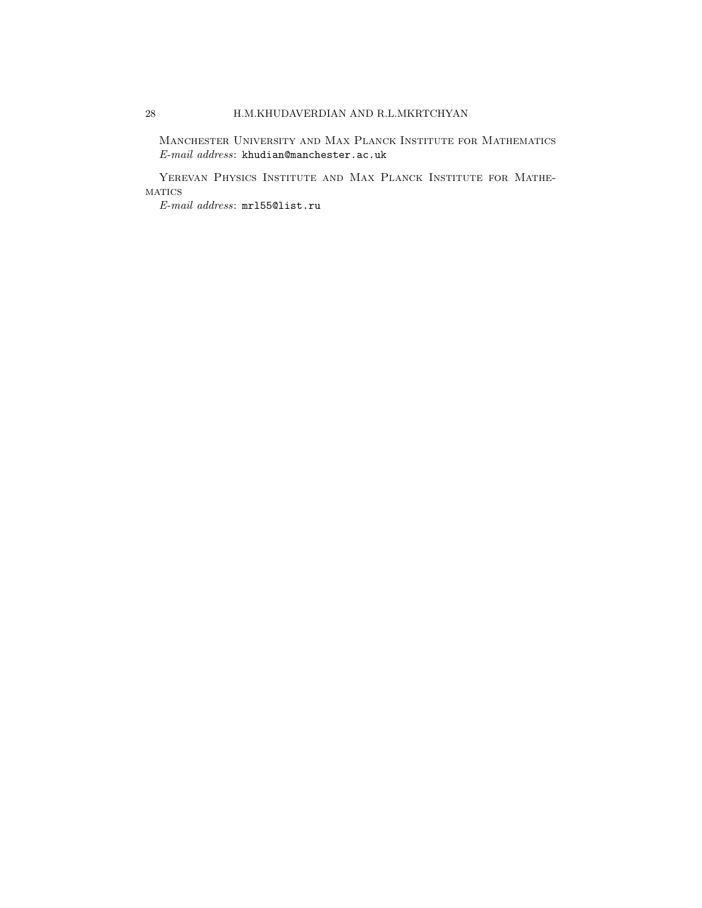Manchester University and Max Planck Institute for Mathematics
*E-mail address*: khudian@manchester.ac.uk

Yerevan Physics Institute and Max Planck Institute for Mathematics
*E-mail address*: mrl55@list.ru